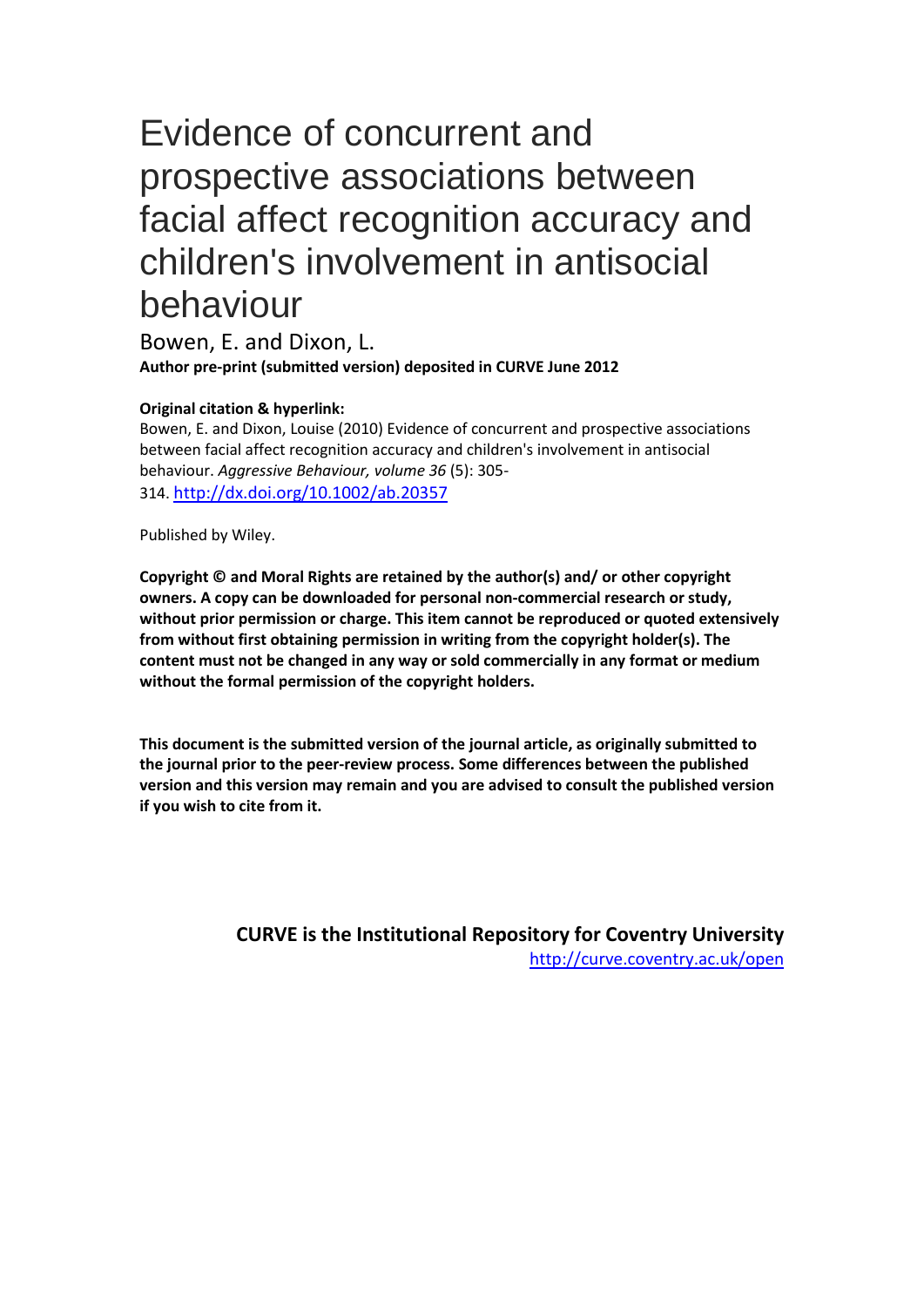# Evidence of concurrent and prospective associations between facial affect recognition accuracy and children's involvement in antisocial behaviour

Bowen, E. and Dixon, L.

**Author pre-print (submitted version) deposited in CURVE June 2012**

**Original citation & hyperlink:**

Bowen, E. and Dixon, Louise (2010) Evidence of concurrent and prospective associations between facial affect recognition accuracy and children's involvement in antisocial behaviour. *Aggressive Behaviour, volume 36* (5): 305-314. http://dx.doi.org/10.1002/ab.20357

Published by Wiley.

**Copyright © and Moral Rights are retained by the author(s) and/ or other copyright owners. A copy can be downloaded for personal non-commercial research or study, without prior permission or charge. This item cannot be reproduced or quoted extensively from without first obtaining permission in writing from the copyright holder(s). The content must not be changed in any way or sold commercially in any format or medium without the formal permission of the copyright holders.**

**This document is the submitted version of the journal article, as originally submitted to the journal prior to the peer-review process. Some differences between the published version and this version may remain and you are advised to consult the published version if you wish to cite from it.**

**CURVE is the Institutional Repository for Coventry University**

http://curve.coventry.ac.uk/open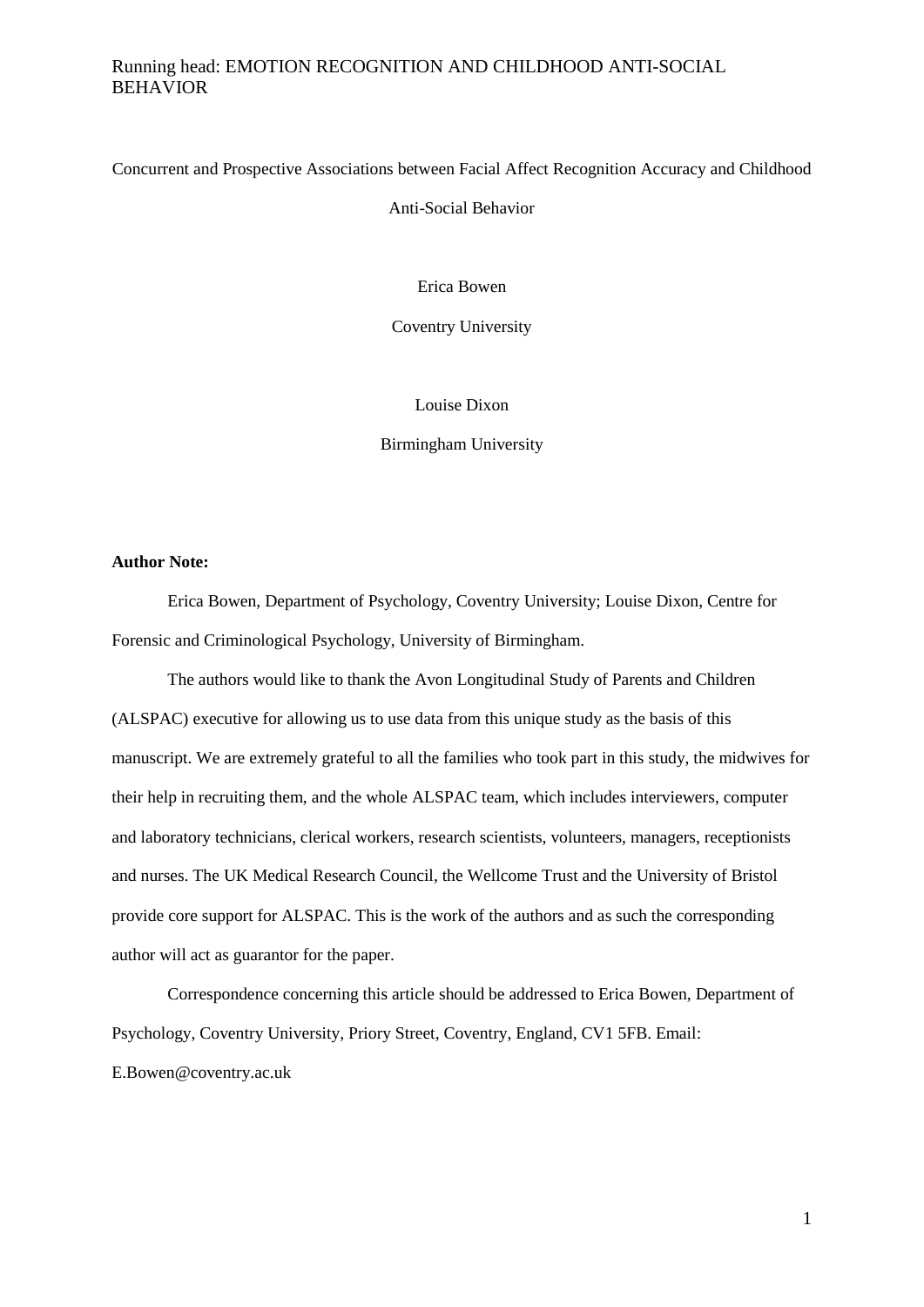Concurrent and Prospective Associations between Facial Affect Recognition Accuracy and Childhood Anti-Social Behavior

Erica Bowen

Coventry University

Louise Dixon

Birmingham University

**Author Note:**

Erica Bowen, Department of Psychology, Coventry University; Louise Dixon, Centre for Forensic and Criminological Psychology, University of Birmingham.

The authors would like to thank the Avon Longitudinal Study of Parents and Children (ALSPAC) executive for allowing us to use data from this unique study as the basis of this manuscript. We are extremely grateful to all the families who took part in this study, the midwives for their help in recruiting them, and the whole ALSPAC team, which includes interviewers, computer and laboratory technicians, clerical workers, research scientists, volunteers, managers, receptionists and nurses. The UK Medical Research Council, the Wellcome Trust and the University of Bristol provide core support for ALSPAC. This is the work of the authors and as such the corresponding author will act as guarantor for the paper.

Correspondence concerning this article should be addressed to Erica Bowen, Department of Psychology, Coventry University, Priory Street, Coventry, England, CV1 5FB. Email: E.Bowen@coventry.ac.uk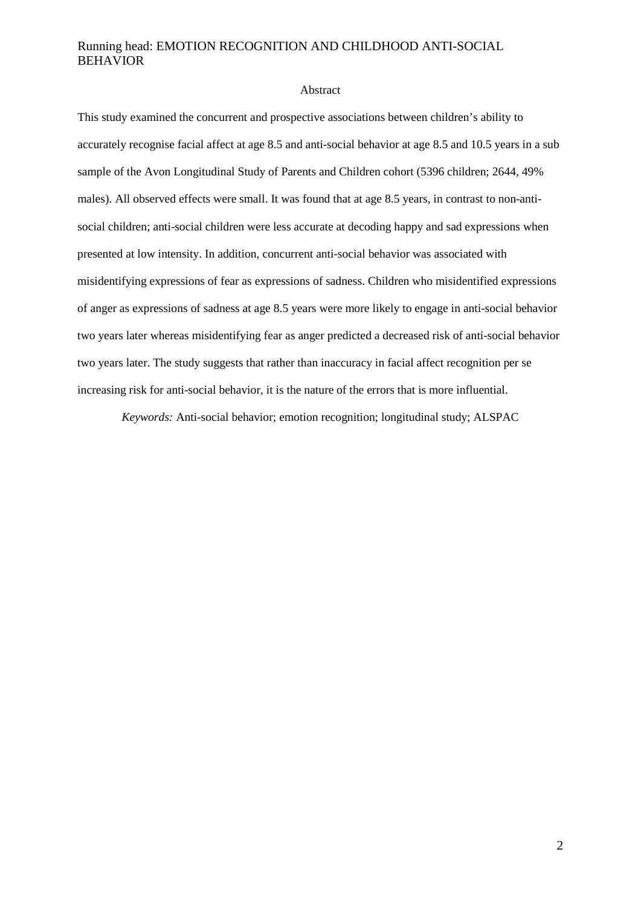## Abstract

This study examined the concurrent and prospective associations between children's ability to accurately recognise facial affect at age 8.5 and anti-social behavior at age 8.5 and 10.5 years in a sub sample of the Avon Longitudinal Study of Parents and Children cohort (5396 children; 2644, 49% males). All observed effects were small. It was found that at age 8.5 years, in contrast to non-anti-social children; anti-social children were less accurate at decoding happy and sad expressions when presented at low intensity. In addition, concurrent anti-social behavior was associated with misidentifying expressions of fear as expressions of sadness. Children who misidentified expressions of anger as expressions of sadness at age 8.5 years were more likely to engage in anti-social behavior two years later whereas misidentifying fear as anger predicted a decreased risk of anti-social behavior two years later. The study suggests that rather than inaccuracy in facial affect recognition per se increasing risk for anti-social behavior, it is the nature of the errors that is more influential.

*Keywords:* Anti-social behavior; emotion recognition; longitudinal study; ALSPAC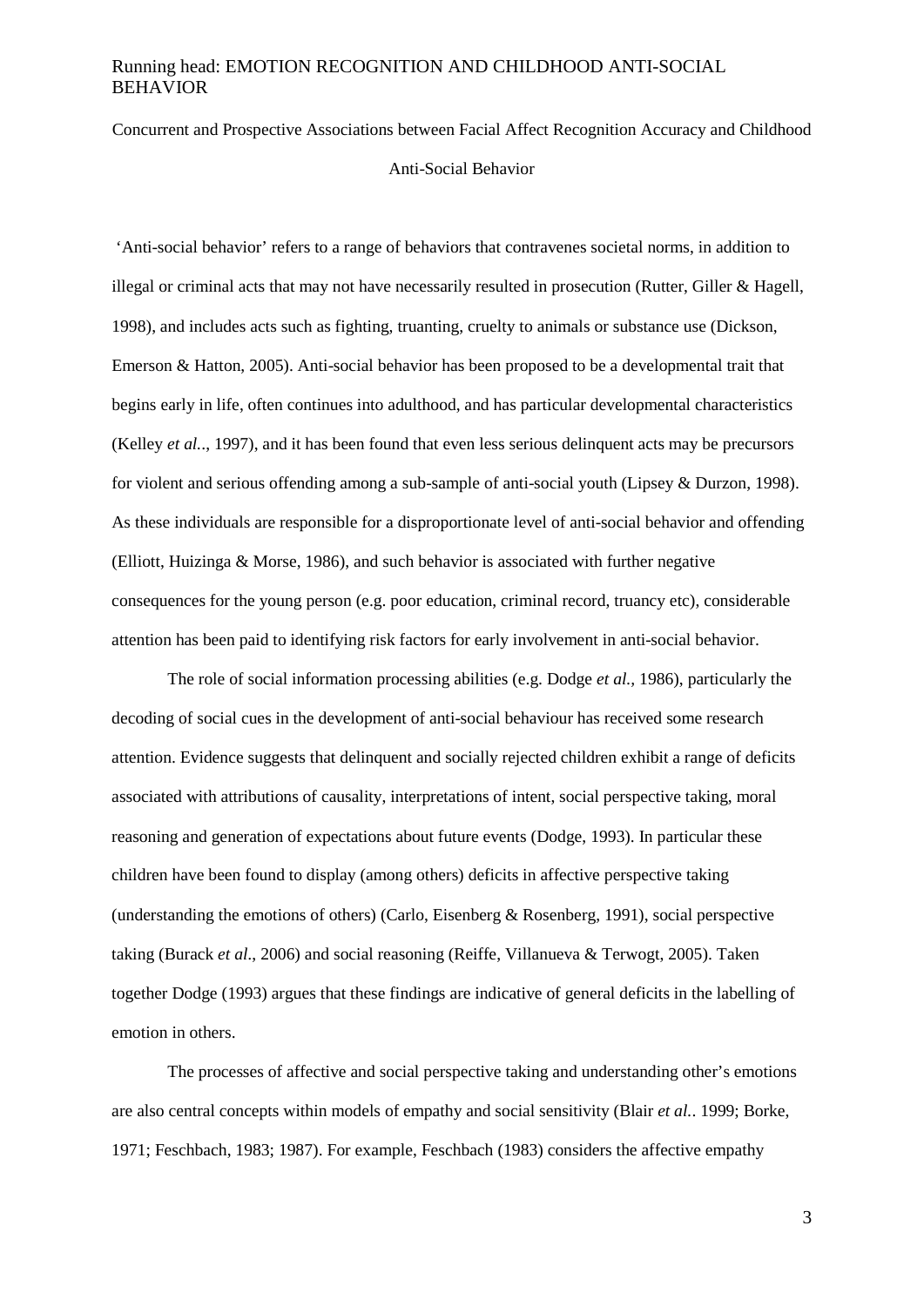Concurrent and Prospective Associations between Facial Affect Recognition Accuracy and Childhood Anti-Social Behavior

'Anti-social behavior' refers to a range of behaviors that contravenes societal norms, in addition to illegal or criminal acts that may not have necessarily resulted in prosecution (Rutter, Giller & Hagell, 1998), and includes acts such as fighting, truanting, cruelty to animals or substance use (Dickson, Emerson & Hatton, 2005). Anti-social behavior has been proposed to be a developmental trait that begins early in life, often continues into adulthood, and has particular developmental characteristics (Kelley *et al.*., 1997), and it has been found that even less serious delinquent acts may be precursors for violent and serious offending among a sub-sample of anti-social youth (Lipsey & Durzon, 1998). As these individuals are responsible for a disproportionate level of anti-social behavior and offending (Elliott, Huizinga & Morse, 1986), and such behavior is associated with further negative consequences for the young person (e.g. poor education, criminal record, truancy etc), considerable attention has been paid to identifying risk factors for early involvement in anti-social behavior.

The role of social information processing abilities (e.g. Dodge *et al.*, 1986), particularly the decoding of social cues in the development of anti-social behaviour has received some research attention. Evidence suggests that delinquent and socially rejected children exhibit a range of deficits associated with attributions of causality, interpretations of intent, social perspective taking, moral reasoning and generation of expectations about future events (Dodge, 1993). In particular these children have been found to display (among others) deficits in affective perspective taking (understanding the emotions of others) (Carlo, Eisenberg & Rosenberg, 1991), social perspective taking (Burack *et al*., 2006) and social reasoning (Reiffe, Villanueva & Terwogt, 2005). Taken together Dodge (1993) argues that these findings are indicative of general deficits in the labelling of emotion in others.

The processes of affective and social perspective taking and understanding other's emotions are also central concepts within models of empathy and social sensitivity (Blair *et al.*. 1999; Borke, 1971; Feschbach, 1983; 1987). For example, Feschbach (1983) considers the affective empathy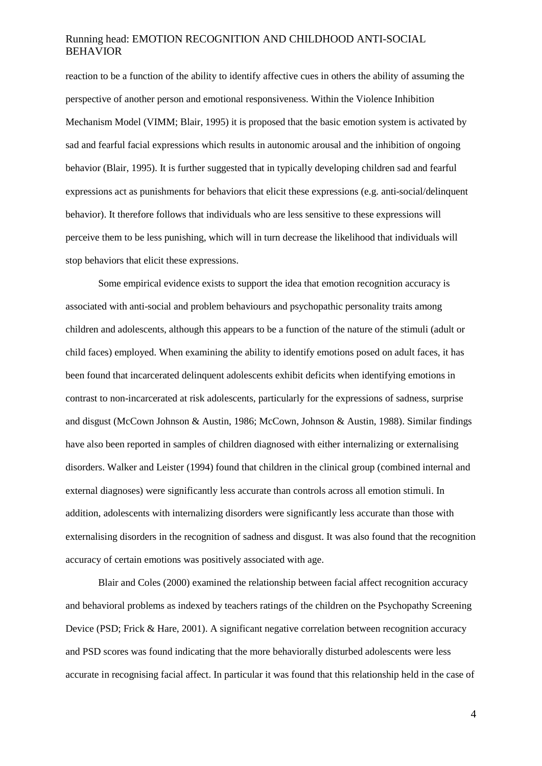reaction to be a function of the ability to identify affective cues in others the ability of assuming the perspective of another person and emotional responsiveness. Within the Violence Inhibition Mechanism Model (VIMM; Blair, 1995) it is proposed that the basic emotion system is activated by sad and fearful facial expressions which results in autonomic arousal and the inhibition of ongoing behavior (Blair, 1995). It is further suggested that in typically developing children sad and fearful expressions act as punishments for behaviors that elicit these expressions (e.g. anti-social/delinquent behavior). It therefore follows that individuals who are less sensitive to these expressions will perceive them to be less punishing, which will in turn decrease the likelihood that individuals will stop behaviors that elicit these expressions.

Some empirical evidence exists to support the idea that emotion recognition accuracy is associated with anti-social and problem behaviours and psychopathic personality traits among children and adolescents, although this appears to be a function of the nature of the stimuli (adult or child faces) employed. When examining the ability to identify emotions posed on adult faces, it has been found that incarcerated delinquent adolescents exhibit deficits when identifying emotions in contrast to non-incarcerated at risk adolescents, particularly for the expressions of sadness, surprise and disgust (McCown Johnson & Austin, 1986; McCown, Johnson & Austin, 1988). Similar findings have also been reported in samples of children diagnosed with either internalizing or externalising disorders. Walker and Leister (1994) found that children in the clinical group (combined internal and external diagnoses) were significantly less accurate than controls across all emotion stimuli. In addition, adolescents with internalizing disorders were significantly less accurate than those with externalising disorders in the recognition of sadness and disgust. It was also found that the recognition accuracy of certain emotions was positively associated with age.

Blair and Coles (2000) examined the relationship between facial affect recognition accuracy and behavioral problems as indexed by teachers ratings of the children on the Psychopathy Screening Device (PSD; Frick & Hare, 2001). A significant negative correlation between recognition accuracy and PSD scores was found indicating that the more behaviorally disturbed adolescents were less accurate in recognising facial affect. In particular it was found that this relationship held in the case of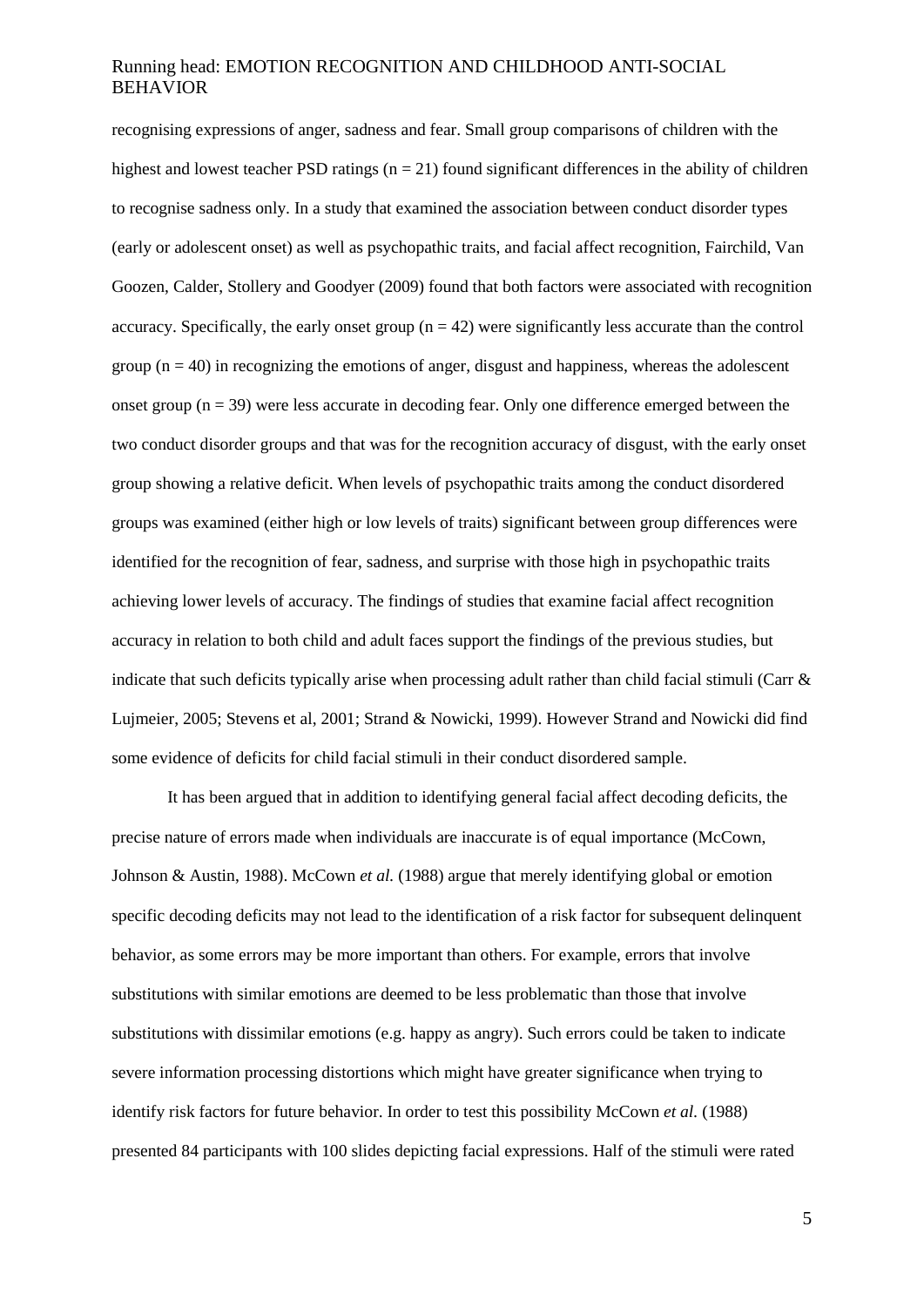recognising expressions of anger, sadness and fear. Small group comparisons of children with the highest and lowest teacher PSD ratings (n = 21) found significant differences in the ability of children to recognise sadness only. In a study that examined the association between conduct disorder types (early or adolescent onset) as well as psychopathic traits, and facial affect recognition, Fairchild, Van Goozen, Calder, Stollery and Goodyer (2009) found that both factors were associated with recognition accuracy. Specifically, the early onset group (n = 42) were significantly less accurate than the control group (n = 40) in recognizing the emotions of anger, disgust and happiness, whereas the adolescent onset group (n = 39) were less accurate in decoding fear. Only one difference emerged between the two conduct disorder groups and that was for the recognition accuracy of disgust, with the early onset group showing a relative deficit. When levels of psychopathic traits among the conduct disordered groups was examined (either high or low levels of traits) significant between group differences were identified for the recognition of fear, sadness, and surprise with those high in psychopathic traits achieving lower levels of accuracy. The findings of studies that examine facial affect recognition accuracy in relation to both child and adult faces support the findings of the previous studies, but indicate that such deficits typically arise when processing adult rather than child facial stimuli (Carr & Lujmeier, 2005; Stevens et al, 2001; Strand & Nowicki, 1999). However Strand and Nowicki did find some evidence of deficits for child facial stimuli in their conduct disordered sample.

It has been argued that in addition to identifying general facial affect decoding deficits, the precise nature of errors made when individuals are inaccurate is of equal importance (McCown, Johnson & Austin, 1988). McCown *et al.* (1988) argue that merely identifying global or emotion specific decoding deficits may not lead to the identification of a risk factor for subsequent delinquent behavior, as some errors may be more important than others. For example, errors that involve substitutions with similar emotions are deemed to be less problematic than those that involve substitutions with dissimilar emotions (e.g. happy as angry). Such errors could be taken to indicate severe information processing distortions which might have greater significance when trying to identify risk factors for future behavior. In order to test this possibility McCown *et al.* (1988) presented 84 participants with 100 slides depicting facial expressions. Half of the stimuli were rated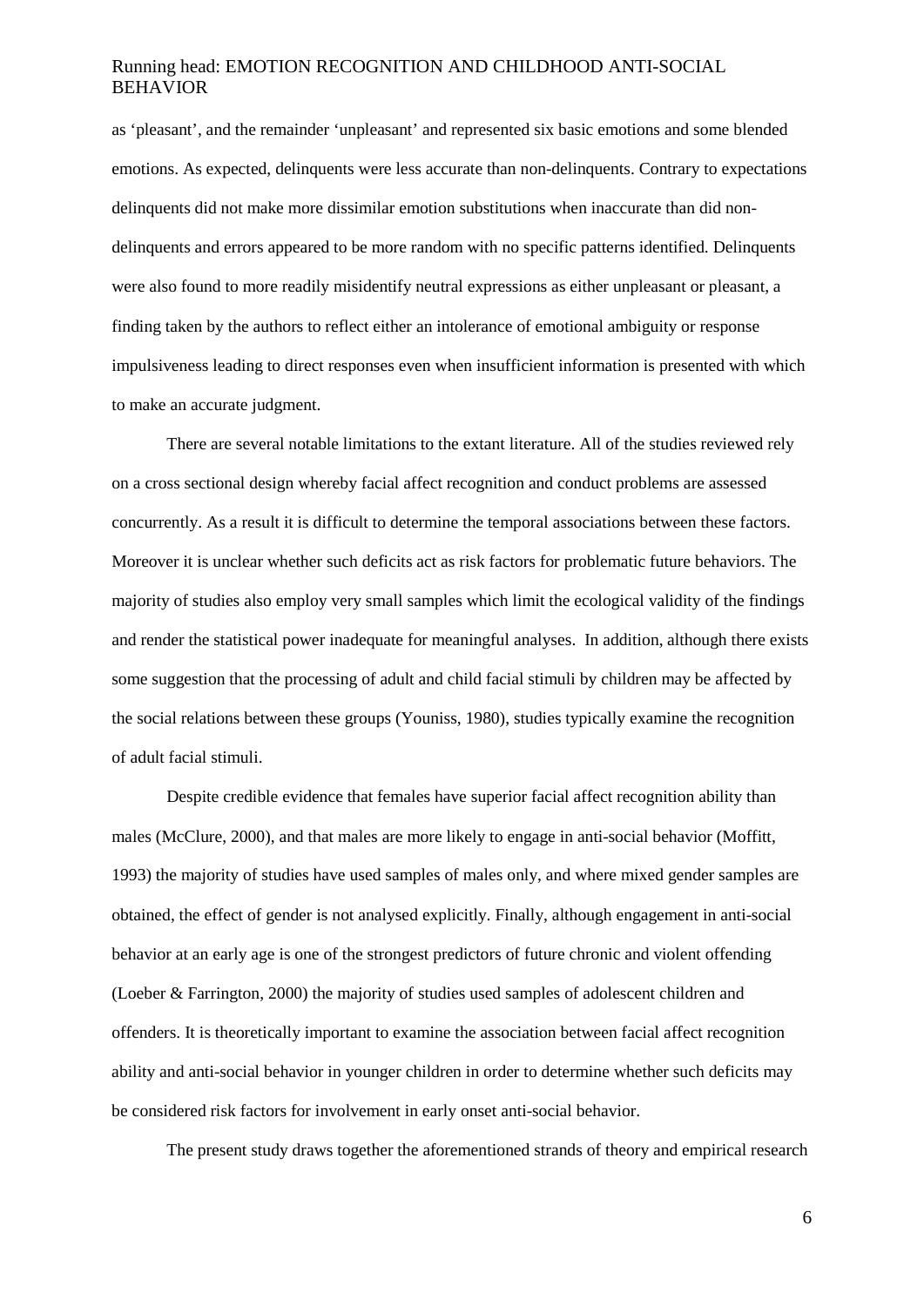as 'pleasant', and the remainder 'unpleasant' and represented six basic emotions and some blended emotions. As expected, delinquents were less accurate than non-delinquents. Contrary to expectations delinquents did not make more dissimilar emotion substitutions when inaccurate than did non-delinquents and errors appeared to be more random with no specific patterns identified. Delinquents were also found to more readily misidentify neutral expressions as either unpleasant or pleasant, a finding taken by the authors to reflect either an intolerance of emotional ambiguity or response impulsiveness leading to direct responses even when insufficient information is presented with which to make an accurate judgment.

There are several notable limitations to the extant literature. All of the studies reviewed rely on a cross sectional design whereby facial affect recognition and conduct problems are assessed concurrently. As a result it is difficult to determine the temporal associations between these factors. Moreover it is unclear whether such deficits act as risk factors for problematic future behaviors. The majority of studies also employ very small samples which limit the ecological validity of the findings and render the statistical power inadequate for meaningful analyses. In addition, although there exists some suggestion that the processing of adult and child facial stimuli by children may be affected by the social relations between these groups (Youniss, 1980), studies typically examine the recognition of adult facial stimuli.

Despite credible evidence that females have superior facial affect recognition ability than males (McClure, 2000), and that males are more likely to engage in anti-social behavior (Moffitt, 1993) the majority of studies have used samples of males only, and where mixed gender samples are obtained, the effect of gender is not analysed explicitly. Finally, although engagement in anti-social behavior at an early age is one of the strongest predictors of future chronic and violent offending (Loeber & Farrington, 2000) the majority of studies used samples of adolescent children and offenders. It is theoretically important to examine the association between facial affect recognition ability and anti-social behavior in younger children in order to determine whether such deficits may be considered risk factors for involvement in early onset anti-social behavior.

The present study draws together the aforementioned strands of theory and empirical research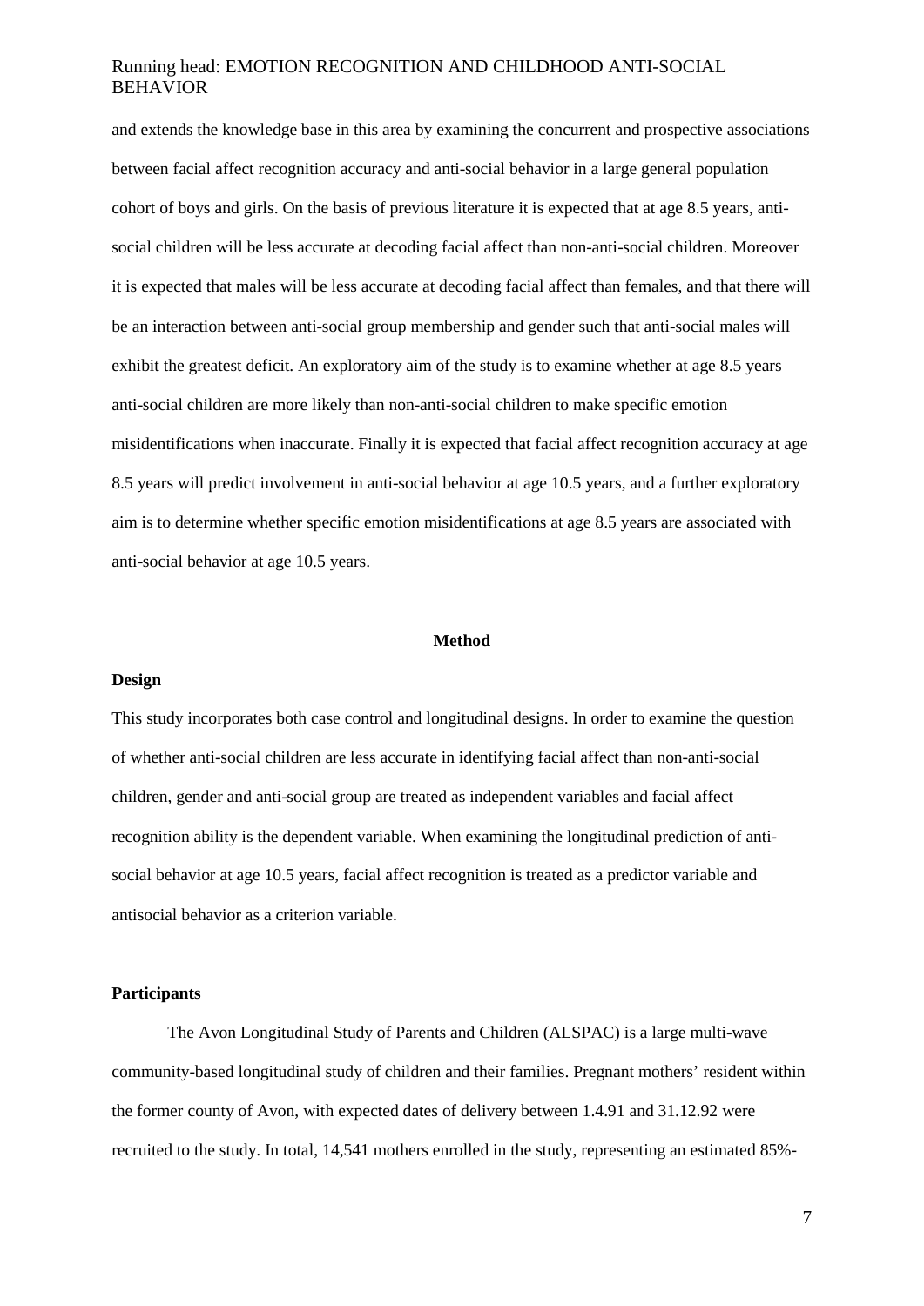and extends the knowledge base in this area by examining the concurrent and prospective associations between facial affect recognition accuracy and anti-social behavior in a large general population cohort of boys and girls. On the basis of previous literature it is expected that at age 8.5 years, anti-social children will be less accurate at decoding facial affect than non-anti-social children. Moreover it is expected that males will be less accurate at decoding facial affect than females, and that there will be an interaction between anti-social group membership and gender such that anti-social males will exhibit the greatest deficit. An exploratory aim of the study is to examine whether at age 8.5 years anti-social children are more likely than non-anti-social children to make specific emotion misidentifications when inaccurate. Finally it is expected that facial affect recognition accuracy at age 8.5 years will predict involvement in anti-social behavior at age 10.5 years, and a further exploratory aim is to determine whether specific emotion misidentifications at age 8.5 years are associated with anti-social behavior at age 10.5 years.

## Method

### Design

This study incorporates both case control and longitudinal designs. In order to examine the question of whether anti-social children are less accurate in identifying facial affect than non-anti-social children, gender and anti-social group are treated as independent variables and facial affect recognition ability is the dependent variable. When examining the longitudinal prediction of anti-social behavior at age 10.5 years, facial affect recognition is treated as a predictor variable and antisocial behavior as a criterion variable.

### Participants

The Avon Longitudinal Study of Parents and Children (ALSPAC) is a large multi-wave community-based longitudinal study of children and their families. Pregnant mothers' resident within the former county of Avon, with expected dates of delivery between 1.4.91 and 31.12.92 were recruited to the study. In total, 14,541 mothers enrolled in the study, representing an estimated 85%-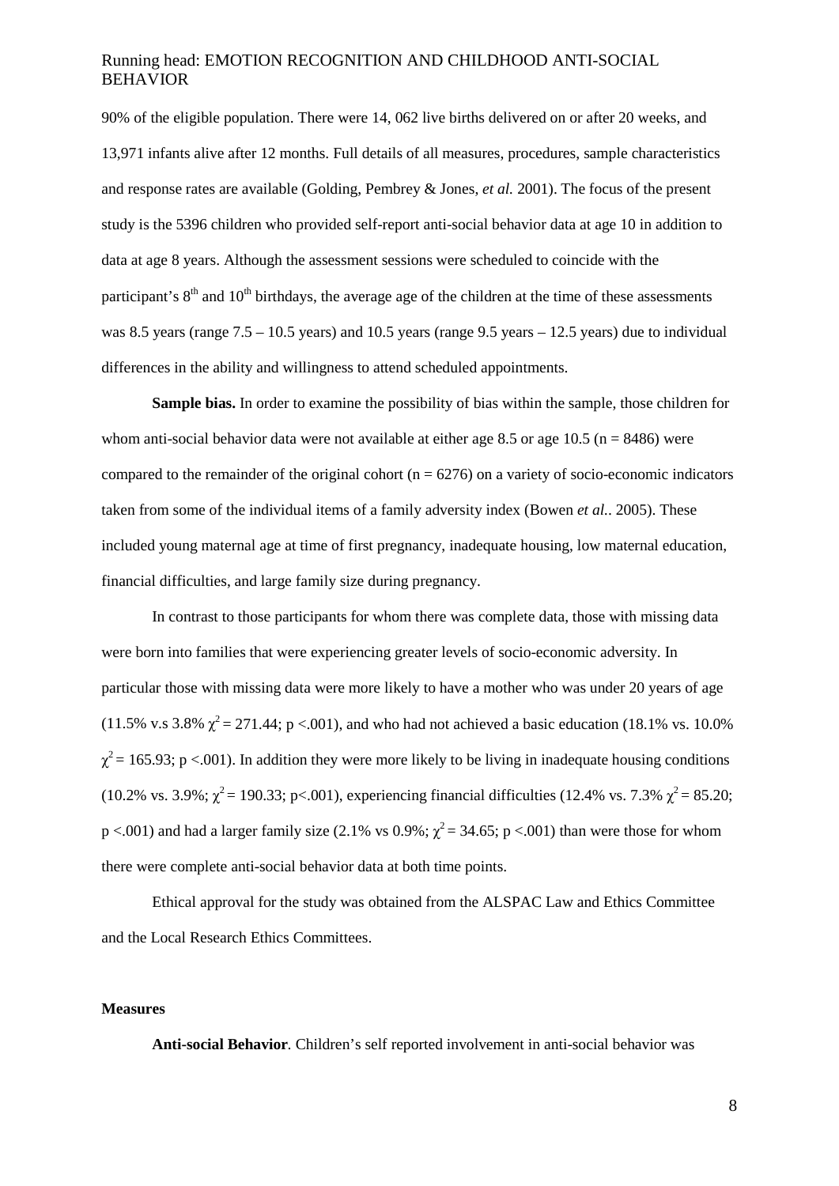90% of the eligible population. There were 14, 062 live births delivered on or after 20 weeks, and 13,971 infants alive after 12 months. Full details of all measures, procedures, sample characteristics and response rates are available (Golding, Pembrey & Jones, *et al.* 2001). The focus of the present study is the 5396 children who provided self-report anti-social behavior data at age 10 in addition to data at age 8 years. Although the assessment sessions were scheduled to coincide with the participant's 8[th] and 10[th] birthdays, the average age of the children at the time of these assessments was 8.5 years (range 7.5 – 10.5 years) and 10.5 years (range 9.5 years – 12.5 years) due to individual differences in the ability and willingness to attend scheduled appointments.

**Sample bias.** In order to examine the possibility of bias within the sample, those children for whom anti-social behavior data were not available at either age 8.5 or age 10.5 (n = 8486) were compared to the remainder of the original cohort (n = 6276) on a variety of socio-economic indicators taken from some of the individual items of a family adversity index (Bowen *et al.*. 2005). These included young maternal age at time of first pregnancy, inadequate housing, low maternal education, financial difficulties, and large family size during pregnancy.

In contrast to those participants for whom there was complete data, those with missing data were born into families that were experiencing greater levels of socio-economic adversity. In particular those with missing data were more likely to have a mother who was under 20 years of age (11.5% v.s 3.8% $\chi^2 = 271.44$; $p < .001$), and who had not achieved a basic education (18.1% vs. 10.0% $\chi^2 = 165.93$; $p < .001$). In addition they were more likely to be living in inadequate housing conditions (10.2% vs. 3.9%; $\chi^2 = 190.33$; $p < .001$), experiencing financial difficulties (12.4% vs. 7.3% $\chi^2 = 85.20$; $p < .001$) and had a larger family size (2.1% vs 0.9%; $\chi^2 = 34.65$; $p < .001$) than were those for whom there were complete anti-social behavior data at both time points.

Ethical approval for the study was obtained from the ALSPAC Law and Ethics Committee and the Local Research Ethics Committees.

**Measures**

**Anti-social Behavior**. Children's self reported involvement in anti-social behavior was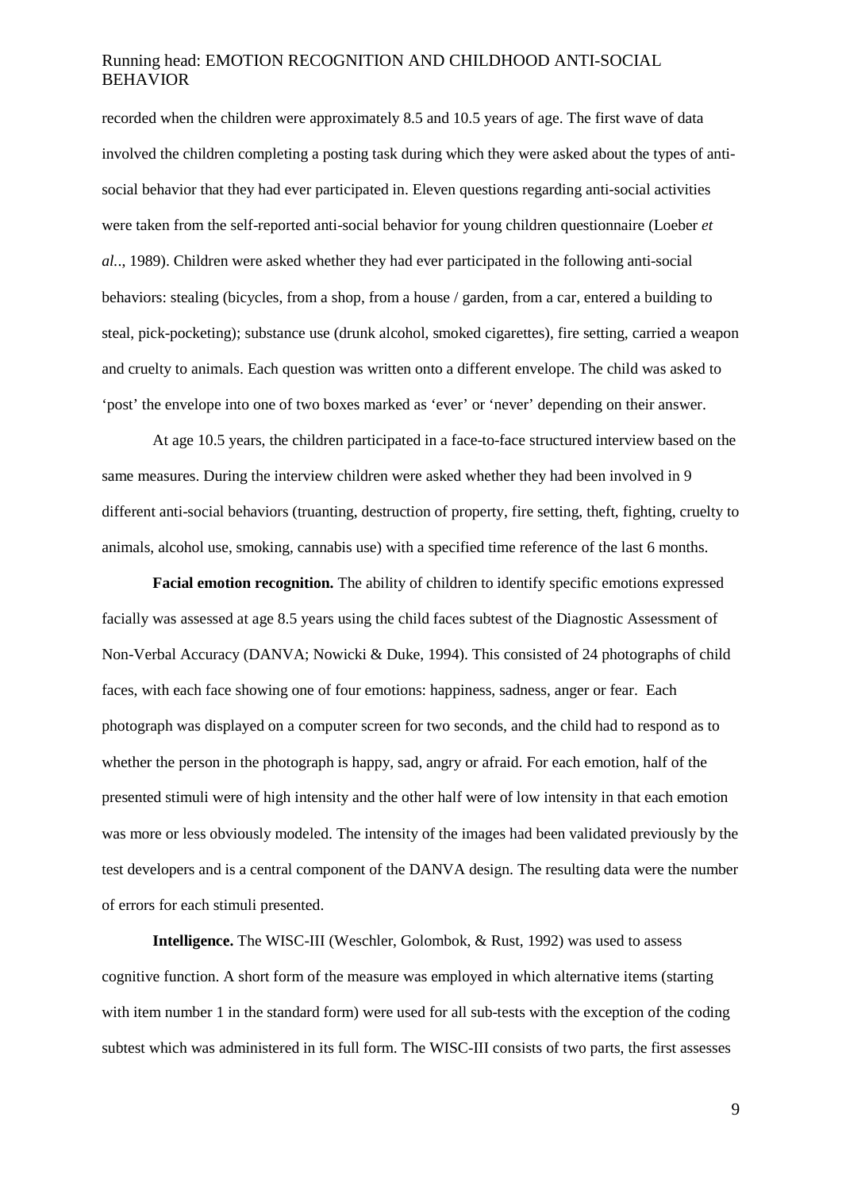recorded when the children were approximately 8.5 and 10.5 years of age. The first wave of data involved the children completing a posting task during which they were asked about the types of anti-social behavior that they had ever participated in. Eleven questions regarding anti-social activities were taken from the self-reported anti-social behavior for young children questionnaire (Loeber *et al*.., 1989). Children were asked whether they had ever participated in the following anti-social behaviors: stealing (bicycles, from a shop, from a house / garden, from a car, entered a building to steal, pick-pocketing); substance use (drunk alcohol, smoked cigarettes), fire setting, carried a weapon and cruelty to animals. Each question was written onto a different envelope. The child was asked to 'post' the envelope into one of two boxes marked as 'ever' or 'never' depending on their answer.

At age 10.5 years, the children participated in a face-to-face structured interview based on the same measures. During the interview children were asked whether they had been involved in 9 different anti-social behaviors (truanting, destruction of property, fire setting, theft, fighting, cruelty to animals, alcohol use, smoking, cannabis use) with a specified time reference of the last 6 months.

**Facial emotion recognition.** The ability of children to identify specific emotions expressed facially was assessed at age 8.5 years using the child faces subtest of the Diagnostic Assessment of Non-Verbal Accuracy (DANVA; Nowicki & Duke, 1994). This consisted of 24 photographs of child faces, with each face showing one of four emotions: happiness, sadness, anger or fear. Each photograph was displayed on a computer screen for two seconds, and the child had to respond as to whether the person in the photograph is happy, sad, angry or afraid. For each emotion, half of the presented stimuli were of high intensity and the other half were of low intensity in that each emotion was more or less obviously modeled. The intensity of the images had been validated previously by the test developers and is a central component of the DANVA design. The resulting data were the number of errors for each stimuli presented.

**Intelligence.** The WISC-III (Weschler, Golombok, & Rust, 1992) was used to assess cognitive function. A short form of the measure was employed in which alternative items (starting with item number 1 in the standard form) were used for all sub-tests with the exception of the coding subtest which was administered in its full form. The WISC-III consists of two parts, the first assesses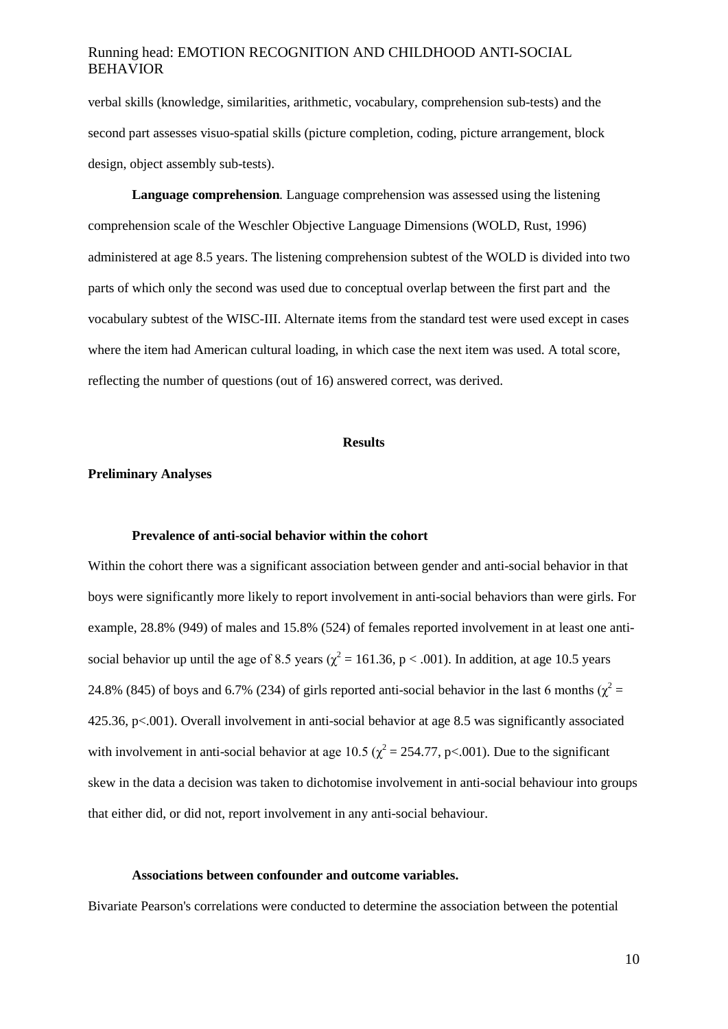verbal skills (knowledge, similarities, arithmetic, vocabulary, comprehension sub-tests) and the second part assesses visuo-spatial skills (picture completion, coding, picture arrangement, block design, object assembly sub-tests).

**Language comprehension***.* Language comprehension was assessed using the listening comprehension scale of the Weschler Objective Language Dimensions (WOLD, Rust, 1996) administered at age 8.5 years. The listening comprehension subtest of the WOLD is divided into two parts of which only the second was used due to conceptual overlap between the first part and the vocabulary subtest of the WISC-III. Alternate items from the standard test were used except in cases where the item had American cultural loading, in which case the next item was used. A total score, reflecting the number of questions (out of 16) answered correct, was derived.

## Results

### Preliminary Analyses

#### Prevalence of anti-social behavior within the cohort

Within the cohort there was a significant association between gender and anti-social behavior in that boys were significantly more likely to report involvement in anti-social behaviors than were girls. For example, 28.8% (949) of males and 15.8% (524) of females reported involvement in at least one anti-social behavior up until the age of 8.5 years ($\chi^2 = 161.36$, $p < .001$). In addition, at age 10.5 years 24.8% (845) of boys and 6.7% (234) of girls reported anti-social behavior in the last 6 months ($\chi^2 = 425.36$, $p<.001$). Overall involvement in anti-social behavior at age 8.5 was significantly associated with involvement in anti-social behavior at age 10.5 ($\chi^2 = 254.77$, $p<.001$). Due to the significant skew in the data a decision was taken to dichotomise involvement in anti-social behaviour into groups that either did, or did not, report involvement in any anti-social behaviour.

#### Associations between confounder and outcome variables.

Bivariate Pearson's correlations were conducted to determine the association between the potential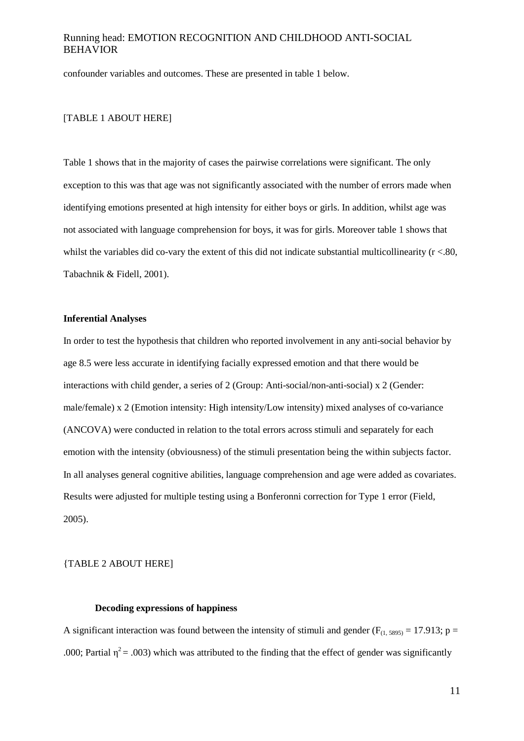confounder variables and outcomes. These are presented in table 1 below.

[TABLE 1 ABOUT HERE]

Table 1 shows that in the majority of cases the pairwise correlations were significant. The only exception to this was that age was not significantly associated with the number of errors made when identifying emotions presented at high intensity for either boys or girls. In addition, whilst age was not associated with language comprehension for boys, it was for girls. Moreover table 1 shows that whilst the variables did co-vary the extent of this did not indicate substantial multicollinearity ($r < .80$, Tabachnik & Fidell, 2001).

### Inferential Analyses

In order to test the hypothesis that children who reported involvement in any anti-social behavior by age 8.5 were less accurate in identifying facially expressed emotion and that there would be interactions with child gender, a series of 2 (Group: Anti-social/non-anti-social) x 2 (Gender: male/female) x 2 (Emotion intensity: High intensity/Low intensity) mixed analyses of co-variance (ANCOVA) were conducted in relation to the total errors across stimuli and separately for each emotion with the intensity (obviousness) of the stimuli presentation being the within subjects factor. In all analyses general cognitive abilities, language comprehension and age were added as covariates. Results were adjusted for multiple testing using a Bonferonni correction for Type 1 error (Field, 2005).

{TABLE 2 ABOUT HERE]

#### Decoding expressions of happiness

A significant interaction was found between the intensity of stimuli and gender ($F_{(1, 5895)} = 17.913$; $p = .000$; Partial $\eta^2 = .003$) which was attributed to the finding that the effect of gender was significantly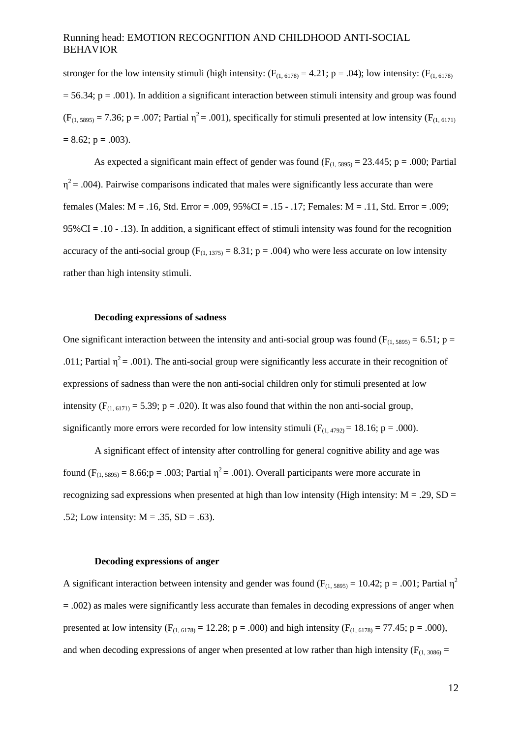stronger for the low intensity stimuli (high intensity: ($F_{(1, 6178)} = 4.21$; p = .04); low intensity: ($F_{(1, 6178)} = 56.34$; p = .001). In addition a significant interaction between stimuli intensity and group was found ($F_{(1, 5895)} = 7.36$; p = .007; Partial $\eta^2 = .001$), specifically for stimuli presented at low intensity ($F_{(1, 6171)} = 8.62$; p = .003).

As expected a significant main effect of gender was found ($F_{(1, 5895)} = 23.445$; p = .000; Partial $\eta^2 = .004$). Pairwise comparisons indicated that males were significantly less accurate than were females (Males: M = .16, Std. Error = .009, 95%CI = .15 - .17; Females: M = .11, Std. Error = .009; 95%CI = .10 - .13). In addition, a significant effect of stimuli intensity was found for the recognition accuracy of the anti-social group ($F_{(1, 1375)} = 8.31$; p = .004) who were less accurate on low intensity rather than high intensity stimuli.

### Decoding expressions of sadness

One significant interaction between the intensity and anti-social group was found ($F_{(1, 5895)} = 6.51$; p = .011; Partial $\eta^2 = .001$). The anti-social group were significantly less accurate in their recognition of expressions of sadness than were the non anti-social children only for stimuli presented at low intensity ($F_{(1, 6171)} = 5.39$; p = .020). It was also found that within the non anti-social group, significantly more errors were recorded for low intensity stimuli ($F_{(1, 4792)} = 18.16$; p = .000).

A significant effect of intensity after controlling for general cognitive ability and age was found ($F_{(1, 5895)} = 8.66$;p = .003; Partial $\eta^2 = .001$). Overall participants were more accurate in recognizing sad expressions when presented at high than low intensity (High intensity: M = .29, SD = .52; Low intensity: M = .35, SD = .63).

### Decoding expressions of anger

A significant interaction between intensity and gender was found ($F_{(1, 5895)} = 10.42$; p = .001; Partial $\eta^2 = .002$) as males were significantly less accurate than females in decoding expressions of anger when presented at low intensity ($F_{(1, 6178)} = 12.28$; p = .000) and high intensity ($F_{(1, 6178)} = 77.45$; p = .000), and when decoding expressions of anger when presented at low rather than high intensity ($F_{(1, 3086)} =$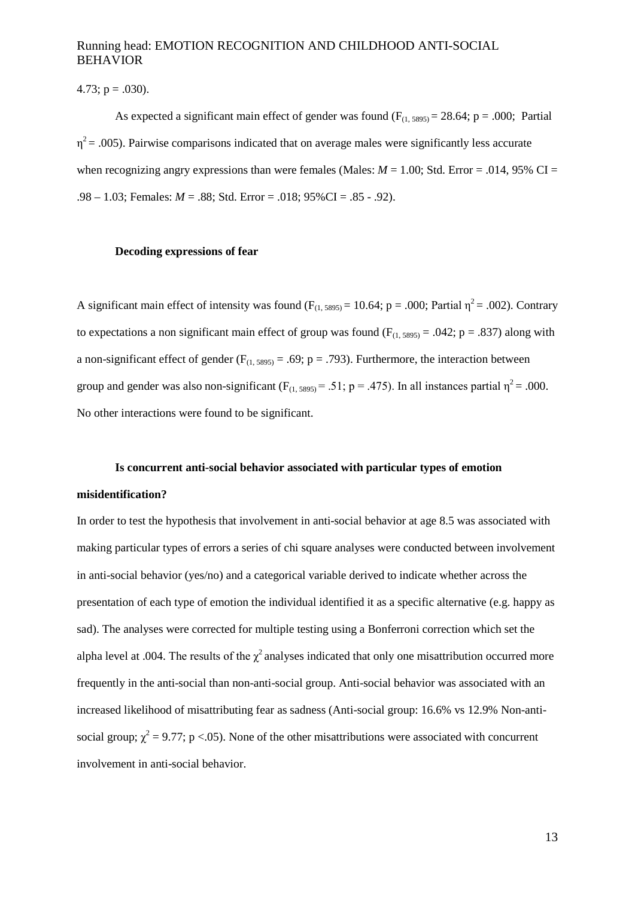4.73; p = .030).

As expected a significant main effect of gender was found ($F_{(1, 5895)} = 28.64$; p = .000; Partial $\eta^2 = .005$). Pairwise comparisons indicated that on average males were significantly less accurate when recognizing angry expressions than were females (Males: *M* = 1.00; Std. Error = .014, 95% CI = .98 – 1.03; Females: *M* = .88; Std. Error = .018; 95%CI = .85 - .92).

**Decoding expressions of fear**

A significant main effect of intensity was found ($F_{(1, 5895)} = 10.64$; p = .000; Partial $\eta^2 = .002$). Contrary to expectations a non significant main effect of group was found ($F_{(1, 5895)} = .042$; p = .837) along with a non-significant effect of gender ($F_{(1, 5895)} = .69$; p = .793). Furthermore, the interaction between group and gender was also non-significant ($F_{(1, 5895)} = .51$; p = .475). In all instances partial $\eta^2 = .000$. No other interactions were found to be significant.

**Is concurrent anti-social behavior associated with particular types of emotion misidentification?**

In order to test the hypothesis that involvement in anti-social behavior at age 8.5 was associated with making particular types of errors a series of chi square analyses were conducted between involvement in anti-social behavior (yes/no) and a categorical variable derived to indicate whether across the presentation of each type of emotion the individual identified it as a specific alternative (e.g. happy as sad). The analyses were corrected for multiple testing using a Bonferroni correction which set the alpha level at .004. The results of the $\chi^2$ analyses indicated that only one misattribution occurred more frequently in the anti-social than non-anti-social group. Anti-social behavior was associated with an increased likelihood of misattributing fear as sadness (Anti-social group: 16.6% vs 12.9% Non-anti-social group; $\chi^2 = 9.77$; p <.05). None of the other misattributions were associated with concurrent involvement in anti-social behavior.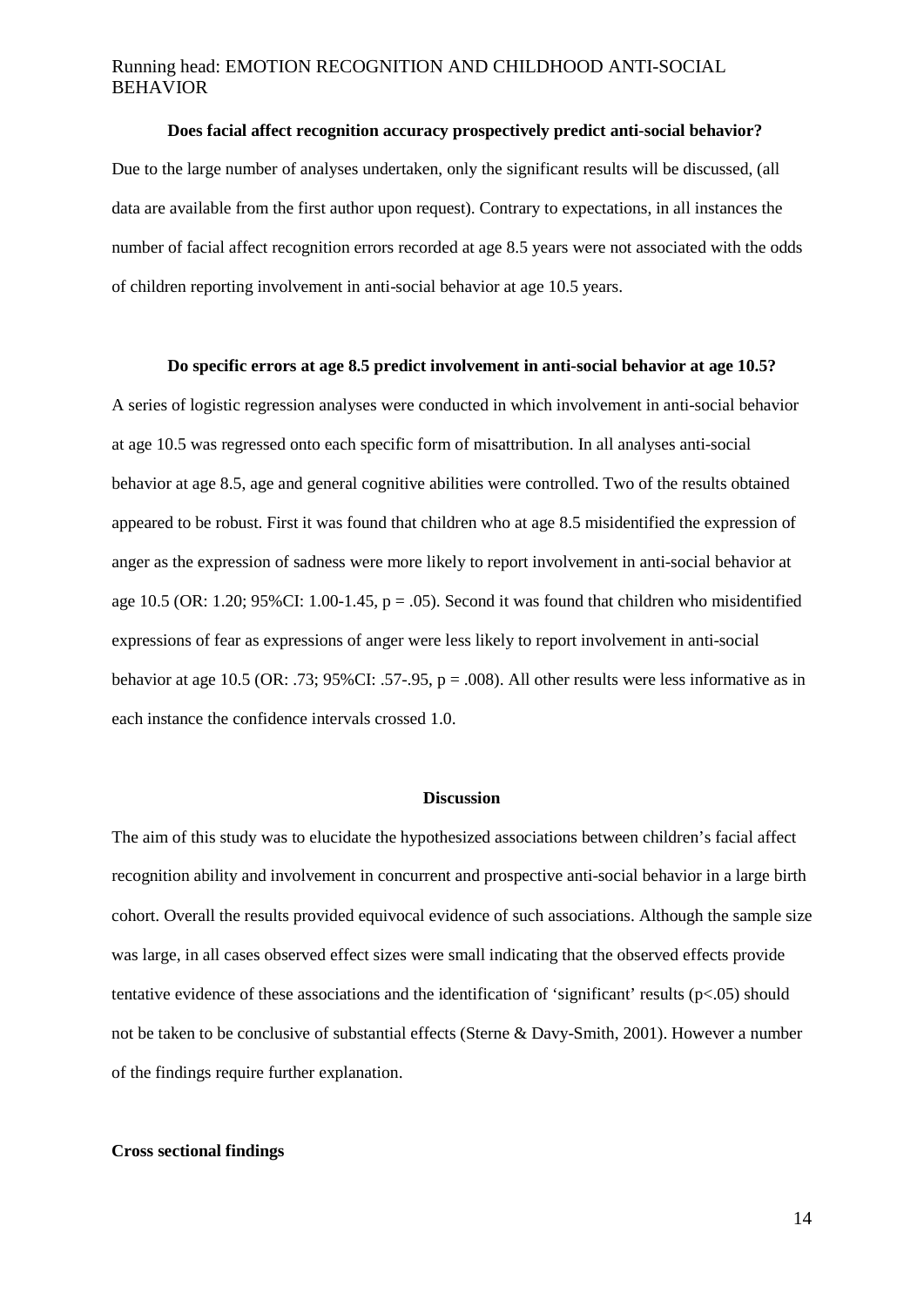### Does facial affect recognition accuracy prospectively predict anti-social behavior?

Due to the large number of analyses undertaken, only the significant results will be discussed, (all data are available from the first author upon request). Contrary to expectations, in all instances the number of facial affect recognition errors recorded at age 8.5 years were not associated with the odds of children reporting involvement in anti-social behavior at age 10.5 years.

### Do specific errors at age 8.5 predict involvement in anti-social behavior at age 10.5?

A series of logistic regression analyses were conducted in which involvement in anti-social behavior at age 10.5 was regressed onto each specific form of misattribution. In all analyses anti-social behavior at age 8.5, age and general cognitive abilities were controlled. Two of the results obtained appeared to be robust. First it was found that children who at age 8.5 misidentified the expression of anger as the expression of sadness were more likely to report involvement in anti-social behavior at age 10.5 (OR: 1.20; 95%CI: 1.00-1.45, $p = .05$). Second it was found that children who misidentified expressions of fear as expressions of anger were less likely to report involvement in anti-social behavior at age 10.5 (OR: .73; 95%CI: .57-.95, $p = .008$). All other results were less informative as in each instance the confidence intervals crossed 1.0.

## Discussion

The aim of this study was to elucidate the hypothesized associations between children's facial affect recognition ability and involvement in concurrent and prospective anti-social behavior in a large birth cohort. Overall the results provided equivocal evidence of such associations. Although the sample size was large, in all cases observed effect sizes were small indicating that the observed effects provide tentative evidence of these associations and the identification of 'significant' results ($p<.05$) should not be taken to be conclusive of substantial effects (Sterne & Davy-Smith, 2001). However a number of the findings require further explanation.

### Cross sectional findings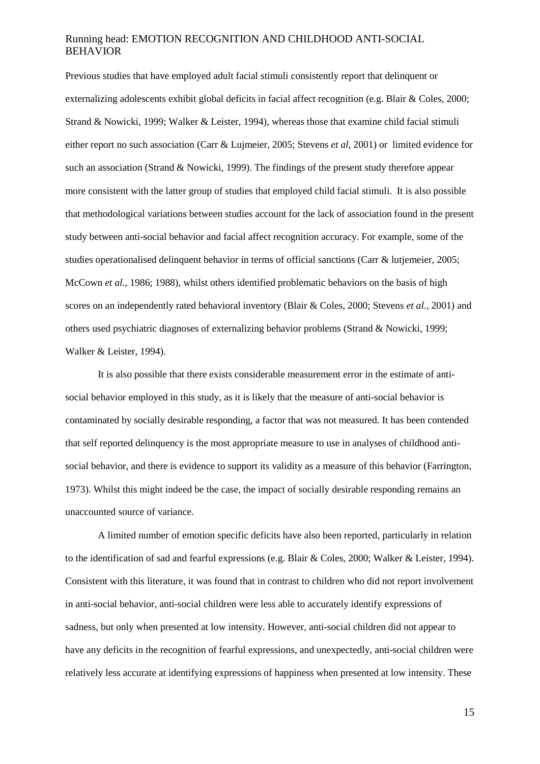Previous studies that have employed adult facial stimuli consistently report that delinquent or externalizing adolescents exhibit global deficits in facial affect recognition (e.g. Blair & Coles, 2000; Strand & Nowicki, 1999; Walker & Leister, 1994), whereas those that examine child facial stimuli either report no such association (Carr & Lujmeier, 2005; Stevens *et al,* 2001) or limited evidence for such an association (Strand & Nowicki, 1999). The findings of the present study therefore appear more consistent with the latter group of studies that employed child facial stimuli. It is also possible that methodological variations between studies account for the lack of association found in the present study between anti-social behavior and facial affect recognition accuracy. For example, some of the studies operationalised delinquent behavior in terms of official sanctions (Carr & lutjemeier, 2005; McCown *et al.*, 1986; 1988), whilst others identified problematic behaviors on the basis of high scores on an independently rated behavioral inventory (Blair & Coles, 2000; Stevens *et al.*, 2001) and others used psychiatric diagnoses of externalizing behavior problems (Strand & Nowicki, 1999; Walker & Leister, 1994).

It is also possible that there exists considerable measurement error in the estimate of anti-social behavior employed in this study, as it is likely that the measure of anti-social behavior is contaminated by socially desirable responding, a factor that was not measured. It has been contended that self reported delinquency is the most appropriate measure to use in analyses of childhood anti-social behavior, and there is evidence to support its validity as a measure of this behavior (Farrington, 1973). Whilst this might indeed be the case, the impact of socially desirable responding remains an unaccounted source of variance.

A limited number of emotion specific deficits have also been reported, particularly in relation to the identification of sad and fearful expressions (e.g. Blair & Coles, 2000; Walker & Leister, 1994). Consistent with this literature, it was found that in contrast to children who did not report involvement in anti-social behavior, anti-social children were less able to accurately identify expressions of sadness, but only when presented at low intensity. However, anti-social children did not appear to have any deficits in the recognition of fearful expressions, and unexpectedly, anti-social children were relatively less accurate at identifying expressions of happiness when presented at low intensity. These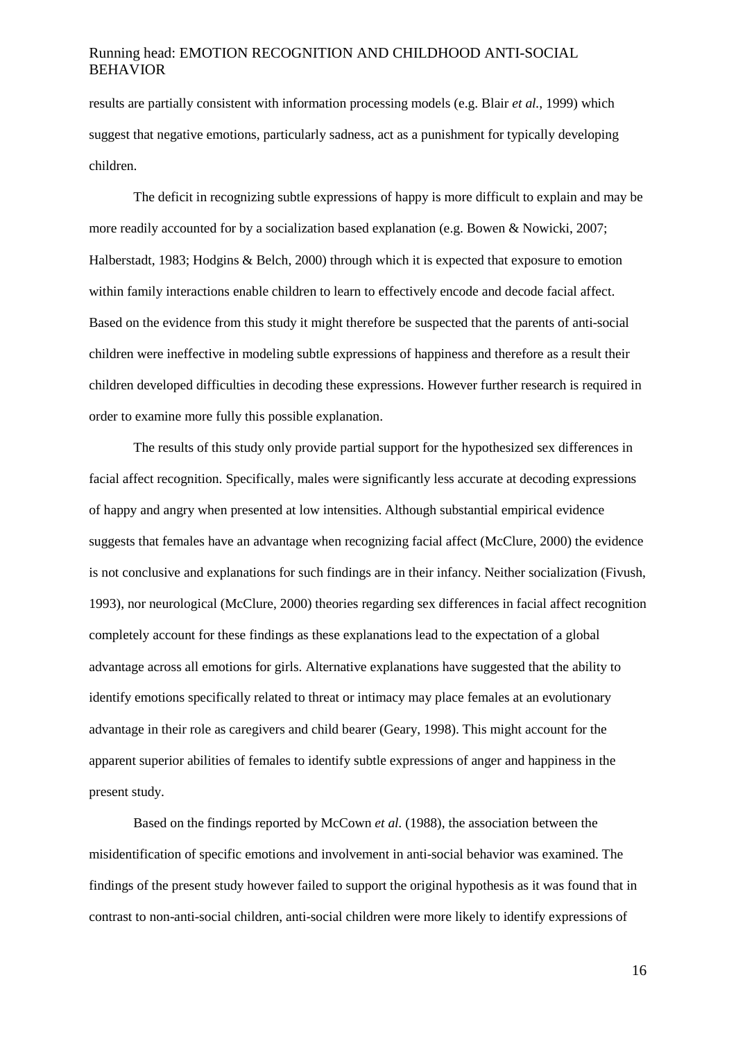results are partially consistent with information processing models (e.g. Blair *et al.*, 1999) which suggest that negative emotions, particularly sadness, act as a punishment for typically developing children.

The deficit in recognizing subtle expressions of happy is more difficult to explain and may be more readily accounted for by a socialization based explanation (e.g. Bowen & Nowicki, 2007; Halberstadt, 1983; Hodgins & Belch, 2000) through which it is expected that exposure to emotion within family interactions enable children to learn to effectively encode and decode facial affect. Based on the evidence from this study it might therefore be suspected that the parents of anti-social children were ineffective in modeling subtle expressions of happiness and therefore as a result their children developed difficulties in decoding these expressions. However further research is required in order to examine more fully this possible explanation.

The results of this study only provide partial support for the hypothesized sex differences in facial affect recognition. Specifically, males were significantly less accurate at decoding expressions of happy and angry when presented at low intensities. Although substantial empirical evidence suggests that females have an advantage when recognizing facial affect (McClure, 2000) the evidence is not conclusive and explanations for such findings are in their infancy. Neither socialization (Fivush, 1993), nor neurological (McClure, 2000) theories regarding sex differences in facial affect recognition completely account for these findings as these explanations lead to the expectation of a global advantage across all emotions for girls. Alternative explanations have suggested that the ability to identify emotions specifically related to threat or intimacy may place females at an evolutionary advantage in their role as caregivers and child bearer (Geary, 1998). This might account for the apparent superior abilities of females to identify subtle expressions of anger and happiness in the present study.

Based on the findings reported by McCown *et al.* (1988), the association between the misidentification of specific emotions and involvement in anti-social behavior was examined. The findings of the present study however failed to support the original hypothesis as it was found that in contrast to non-anti-social children, anti-social children were more likely to identify expressions of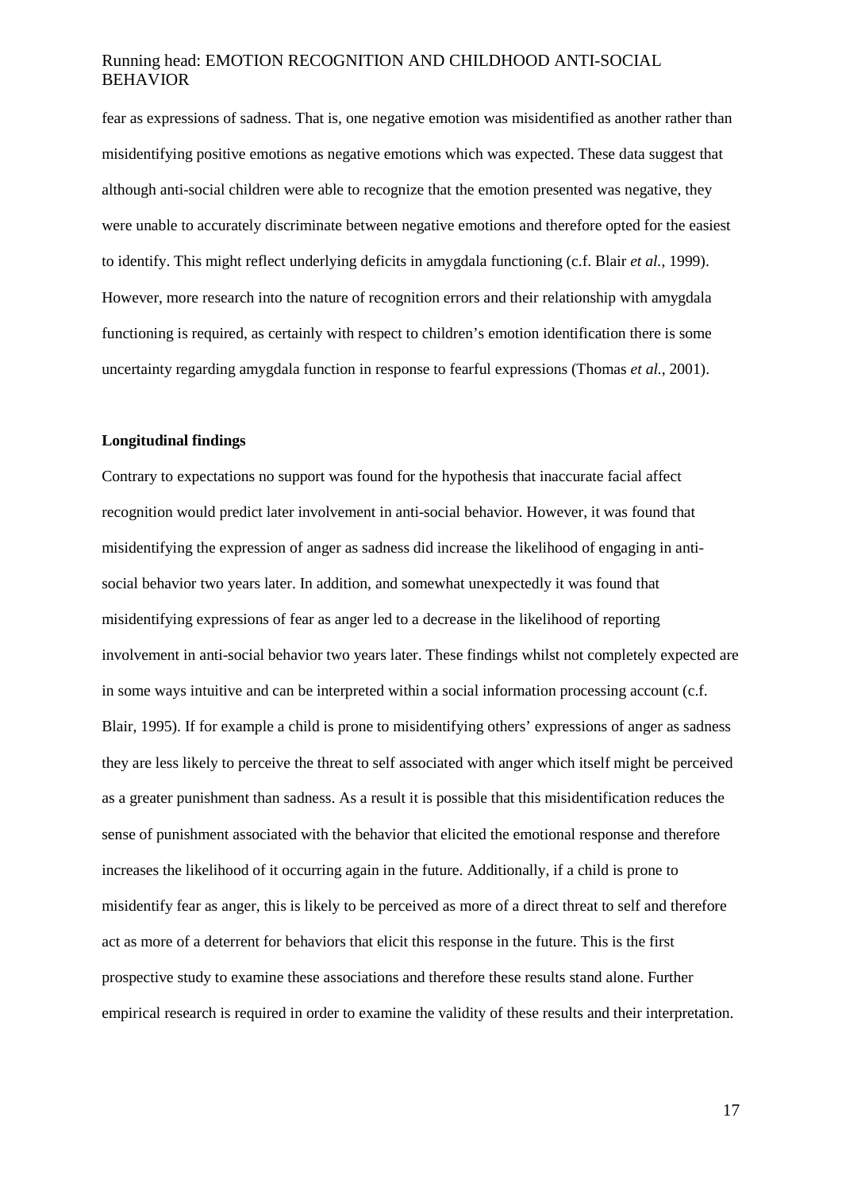fear as expressions of sadness. That is, one negative emotion was misidentified as another rather than misidentifying positive emotions as negative emotions which was expected. These data suggest that although anti-social children were able to recognize that the emotion presented was negative, they were unable to accurately discriminate between negative emotions and therefore opted for the easiest to identify. This might reflect underlying deficits in amygdala functioning (c.f. Blair *et al.*, 1999). However, more research into the nature of recognition errors and their relationship with amygdala functioning is required, as certainly with respect to children's emotion identification there is some uncertainty regarding amygdala function in response to fearful expressions (Thomas *et al.*, 2001).

**Longitudinal findings**

Contrary to expectations no support was found for the hypothesis that inaccurate facial affect recognition would predict later involvement in anti-social behavior. However, it was found that misidentifying the expression of anger as sadness did increase the likelihood of engaging in anti-social behavior two years later. In addition, and somewhat unexpectedly it was found that misidentifying expressions of fear as anger led to a decrease in the likelihood of reporting involvement in anti-social behavior two years later. These findings whilst not completely expected are in some ways intuitive and can be interpreted within a social information processing account (c.f. Blair, 1995). If for example a child is prone to misidentifying others' expressions of anger as sadness they are less likely to perceive the threat to self associated with anger which itself might be perceived as a greater punishment than sadness. As a result it is possible that this misidentification reduces the sense of punishment associated with the behavior that elicited the emotional response and therefore increases the likelihood of it occurring again in the future. Additionally, if a child is prone to misidentify fear as anger, this is likely to be perceived as more of a direct threat to self and therefore act as more of a deterrent for behaviors that elicit this response in the future. This is the first prospective study to examine these associations and therefore these results stand alone. Further empirical research is required in order to examine the validity of these results and their interpretation.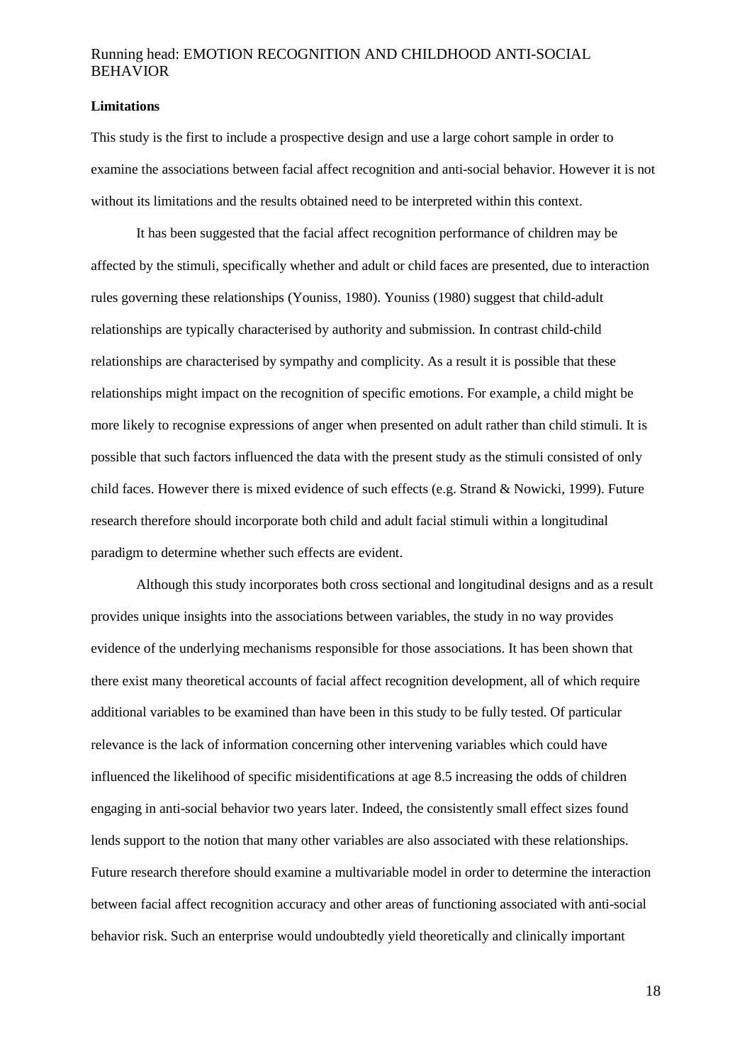**Limitations**

This study is the first to include a prospective design and use a large cohort sample in order to examine the associations between facial affect recognition and anti-social behavior. However it is not without its limitations and the results obtained need to be interpreted within this context.

It has been suggested that the facial affect recognition performance of children may be affected by the stimuli, specifically whether and adult or child faces are presented, due to interaction rules governing these relationships (Youniss, 1980). Youniss (1980) suggest that child-adult relationships are typically characterised by authority and submission. In contrast child-child relationships are characterised by sympathy and complicity. As a result it is possible that these relationships might impact on the recognition of specific emotions. For example, a child might be more likely to recognise expressions of anger when presented on adult rather than child stimuli. It is possible that such factors influenced the data with the present study as the stimuli consisted of only child faces. However there is mixed evidence of such effects (e.g. Strand & Nowicki, 1999). Future research therefore should incorporate both child and adult facial stimuli within a longitudinal paradigm to determine whether such effects are evident.

Although this study incorporates both cross sectional and longitudinal designs and as a result provides unique insights into the associations between variables, the study in no way provides evidence of the underlying mechanisms responsible for those associations. It has been shown that there exist many theoretical accounts of facial affect recognition development, all of which require additional variables to be examined than have been in this study to be fully tested. Of particular relevance is the lack of information concerning other intervening variables which could have influenced the likelihood of specific misidentifications at age 8.5 increasing the odds of children engaging in anti-social behavior two years later. Indeed, the consistently small effect sizes found lends support to the notion that many other variables are also associated with these relationships. Future research therefore should examine a multivariable model in order to determine the interaction between facial affect recognition accuracy and other areas of functioning associated with anti-social behavior risk. Such an enterprise would undoubtedly yield theoretically and clinically important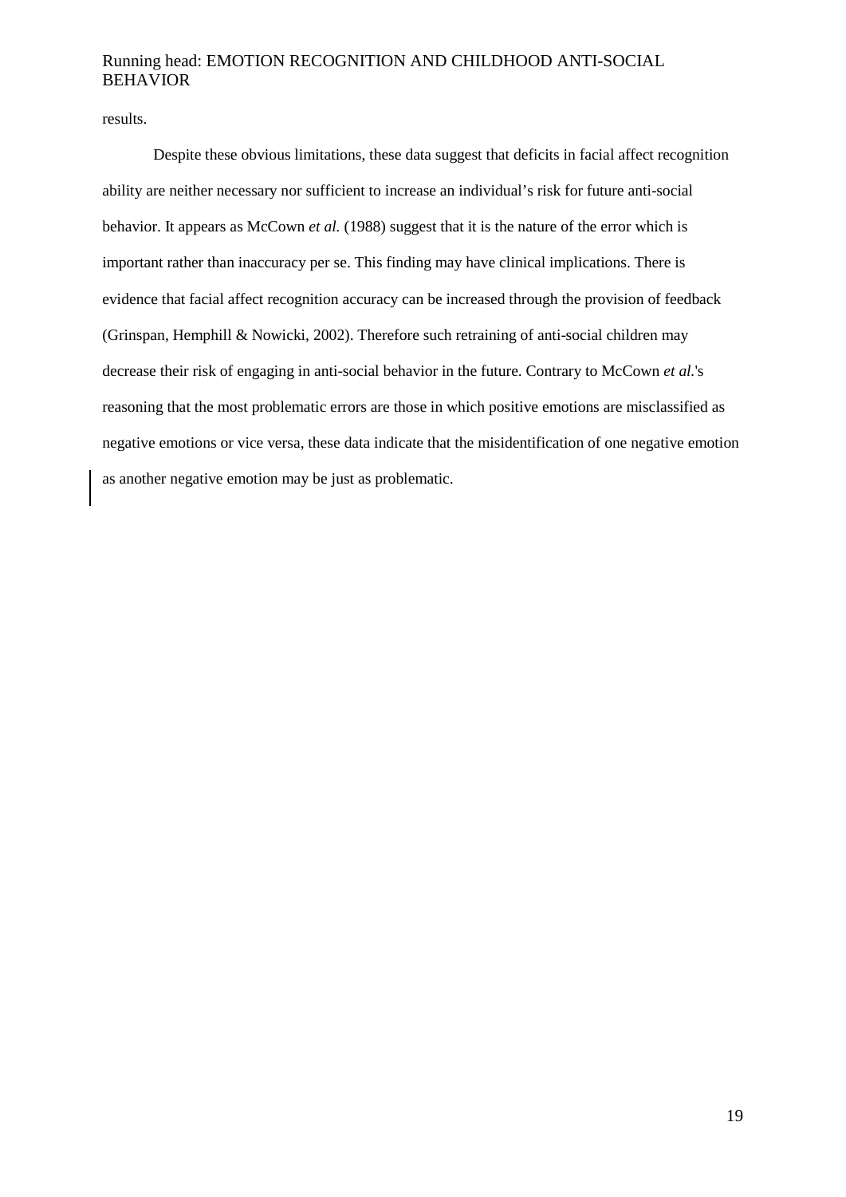results.

Despite these obvious limitations, these data suggest that deficits in facial affect recognition ability are neither necessary nor sufficient to increase an individual's risk for future anti-social behavior. It appears as McCown *et al.* (1988) suggest that it is the nature of the error which is important rather than inaccuracy per se. This finding may have clinical implications. There is evidence that facial affect recognition accuracy can be increased through the provision of feedback (Grinspan, Hemphill & Nowicki, 2002). Therefore such retraining of anti-social children may decrease their risk of engaging in anti-social behavior in the future. Contrary to McCown *et al.*'s reasoning that the most problematic errors are those in which positive emotions are misclassified as negative emotions or vice versa, these data indicate that the misidentification of one negative emotion as another negative emotion may be just as problematic.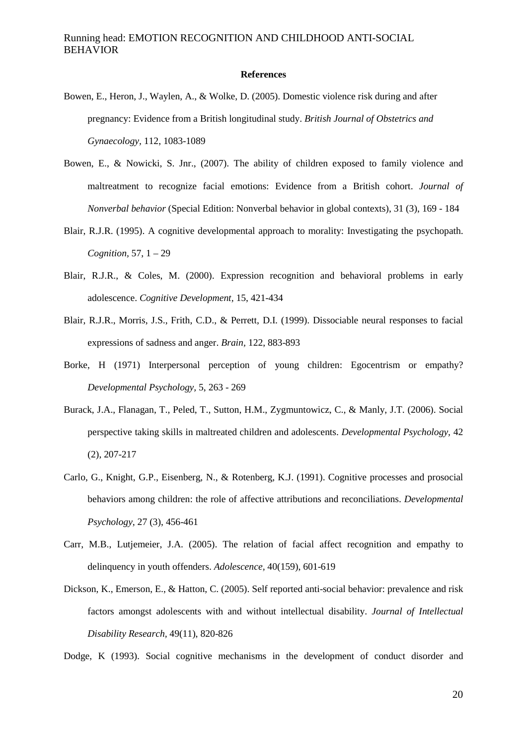**References**

Bowen, E., Heron, J., Waylen, A., & Wolke, D. (2005). Domestic violence risk during and after pregnancy: Evidence from a British longitudinal study. *British Journal of Obstetrics and Gynaecology*, 112, 1083-1089

Bowen, E., & Nowicki, S. Jnr., (2007). The ability of children exposed to family violence and maltreatment to recognize facial emotions: Evidence from a British cohort. *Journal of Nonverbal behavior* (Special Edition: Nonverbal behavior in global contexts), 31 (3), 169 - 184

Blair, R.J.R. (1995). A cognitive developmental approach to morality: Investigating the psychopath. *Cognition*, 57, 1 – 29

Blair, R.J.R., & Coles, M. (2000). Expression recognition and behavioral problems in early adolescence. *Cognitive Development*, 15, 421-434

Blair, R.J.R., Morris, J.S., Frith, C.D., & Perrett, D.I. (1999). Dissociable neural responses to facial expressions of sadness and anger. *Brain*, 122, 883-893

Borke, H (1971) Interpersonal perception of young children: Egocentrism or empathy? *Developmental Psychology*, 5, 263 - 269

Burack, J.A., Flanagan, T., Peled, T., Sutton, H.M., Zygmuntowicz, C., & Manly, J.T. (2006). Social perspective taking skills in maltreated children and adolescents. *Developmental Psychology*, 42 (2), 207-217

Carlo, G., Knight, G.P., Eisenberg, N., & Rotenberg, K.J. (1991). Cognitive processes and prosocial behaviors among children: the role of affective attributions and reconciliations. *Developmental Psychology*, 27 (3), 456-461

Carr, M.B., Lutjemeier, J.A. (2005). The relation of facial affect recognition and empathy to delinquency in youth offenders. *Adolescence*, 40(159), 601-619

Dickson, K., Emerson, E., & Hatton, C. (2005). Self reported anti-social behavior: prevalence and risk factors amongst adolescents with and without intellectual disability. *Journal of Intellectual Disability Research*, 49(11), 820-826

Dodge, K (1993). Social cognitive mechanisms in the development of conduct disorder and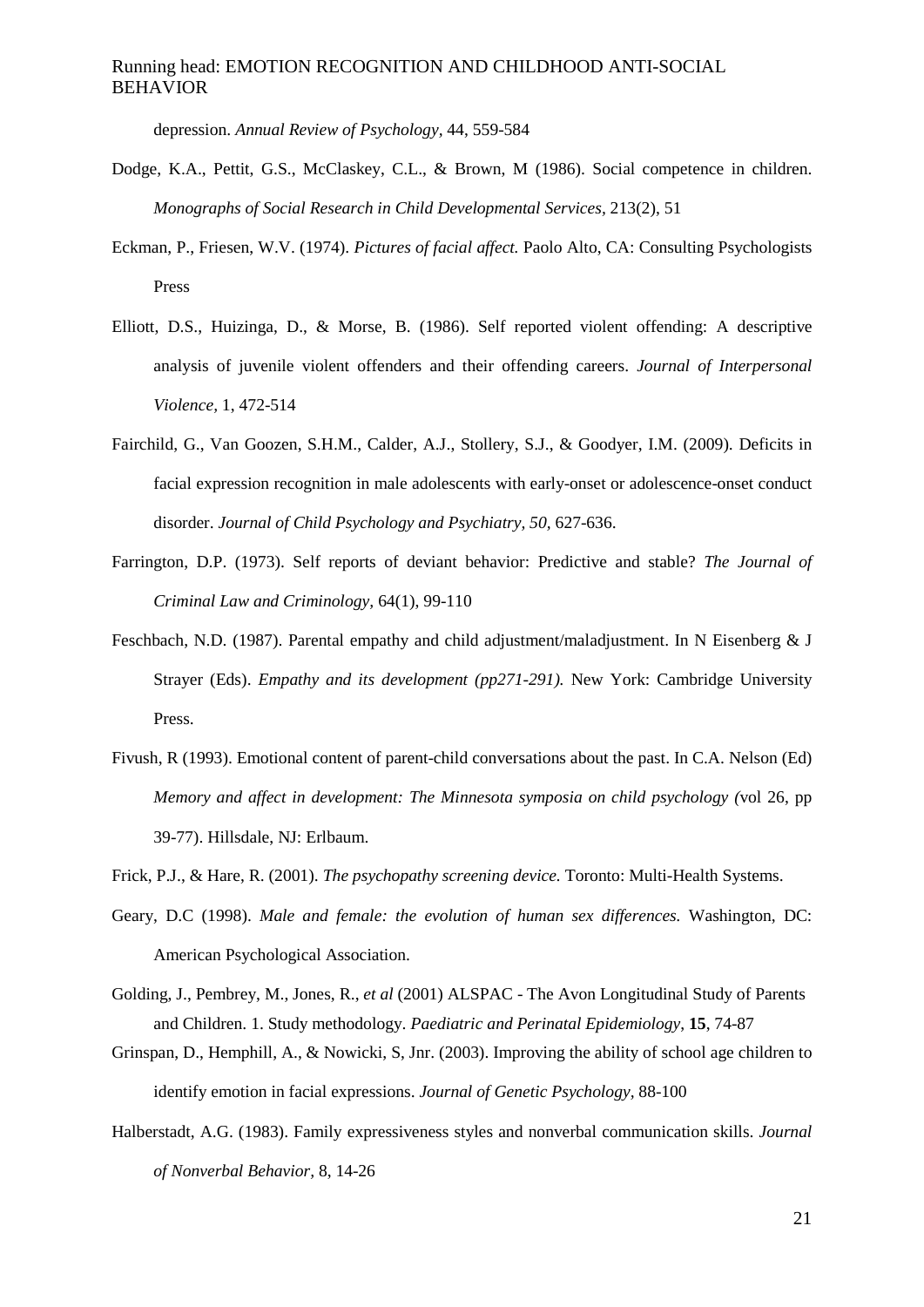depression. *Annual Review of Psychology,* 44, 559-584

Dodge, K.A., Pettit, G.S., McClaskey, C.L., & Brown, M (1986). Social competence in children. *Monographs of Social Research in Child Developmental Services*, 213(2), 51

Eckman, P., Friesen, W.V. (1974). *Pictures of facial affect.* Paolo Alto, CA: Consulting Psychologists Press

Elliott, D.S., Huizinga, D., & Morse, B. (1986). Self reported violent offending: A descriptive analysis of juvenile violent offenders and their offending careers. *Journal of Interpersonal Violence*, 1, 472-514

Fairchild, G., Van Goozen, S.H.M., Calder, A.J., Stollery, S.J., & Goodyer, I.M. (2009). Deficits in facial expression recognition in male adolescents with early-onset or adolescence-onset conduct disorder. *Journal of Child Psychology and Psychiatry, 50*, 627-636.

Farrington, D.P. (1973). Self reports of deviant behavior: Predictive and stable? *The Journal of Criminal Law and Criminology,* 64(1), 99-110

Feschbach, N.D. (1987). Parental empathy and child adjustment/maladjustment. In N Eisenberg & J Strayer (Eds). *Empathy and its development (pp271-291).* New York: Cambridge University Press.

Fivush, R (1993). Emotional content of parent-child conversations about the past. In C.A. Nelson (Ed) *Memory and affect in development: The Minnesota symposia on child psychology (*vol 26, pp 39-77). Hillsdale, NJ: Erlbaum.

Frick, P.J., & Hare, R. (2001). *The psychopathy screening device.* Toronto: Multi-Health Systems.

Geary, D.C (1998). *Male and female: the evolution of human sex differences.* Washington, DC: American Psychological Association.

Golding, J., Pembrey, M., Jones, R., *et al* (2001) ALSPAC - The Avon Longitudinal Study of Parents and Children. 1. Study methodology. *Paediatric and Perinatal Epidemiology*, **15**, 74-87

Grinspan, D., Hemphill, A., & Nowicki, S, Jnr. (2003). Improving the ability of school age children to identify emotion in facial expressions. *Journal of Genetic Psychology*, 88-100

Halberstadt, A.G. (1983). Family expressiveness styles and nonverbal communication skills. *Journal of Nonverbal Behavior*, 8, 14-26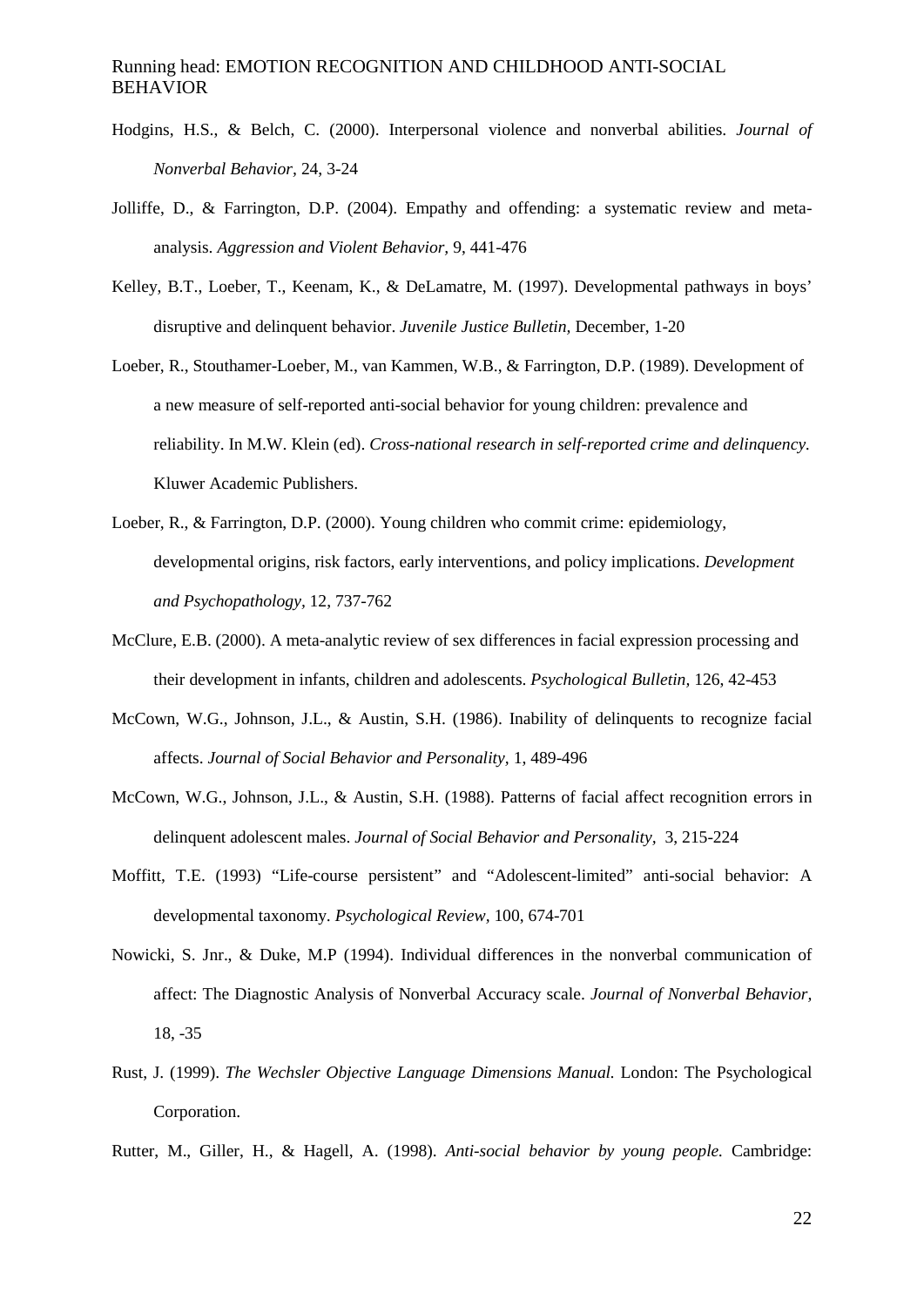Hodgins, H.S., & Belch, C. (2000). Interpersonal violence and nonverbal abilities. *Journal of Nonverbal Behavior,* 24, 3-24

Jolliffe, D., & Farrington, D.P. (2004). Empathy and offending: a systematic review and meta-analysis. *Aggression and Violent Behavior,* 9, 441-476

Kelley, B.T., Loeber, T., Keenam, K., & DeLamatre, M. (1997). Developmental pathways in boys' disruptive and delinquent behavior. *Juvenile Justice Bulletin,* December, 1-20

Loeber, R., Stouthamer-Loeber, M., van Kammen, W.B., & Farrington, D.P. (1989). Development of a new measure of self-reported anti-social behavior for young children: prevalence and reliability. In M.W. Klein (ed). *Cross-national research in self-reported crime and delinquency.* Kluwer Academic Publishers.

Loeber, R., & Farrington, D.P. (2000). Young children who commit crime: epidemiology, developmental origins, risk factors, early interventions, and policy implications. *Development and Psychopathology,* 12, 737-762

McClure, E.B. (2000). A meta-analytic review of sex differences in facial expression processing and their development in infants, children and adolescents. *Psychological Bulletin,* 126, 42-453

McCown, W.G., Johnson, J.L., & Austin, S.H. (1986). Inability of delinquents to recognize facial affects. *Journal of Social Behavior and Personality,* 1, 489-496

McCown, W.G., Johnson, J.L., & Austin, S.H. (1988). Patterns of facial affect recognition errors in delinquent adolescent males. *Journal of Social Behavior and Personality,* 3, 215-224

Moffitt, T.E. (1993) "Life-course persistent" and "Adolescent-limited" anti-social behavior: A developmental taxonomy. *Psychological Review,* 100, 674-701

Nowicki, S. Jnr., & Duke, M.P (1994). Individual differences in the nonverbal communication of affect: The Diagnostic Analysis of Nonverbal Accuracy scale. *Journal of Nonverbal Behavior,* 18, -35

Rust, J. (1999). *The Wechsler Objective Language Dimensions Manual.* London: The Psychological Corporation.

Rutter, M., Giller, H., & Hagell, A. (1998). *Anti-social behavior by young people.* Cambridge: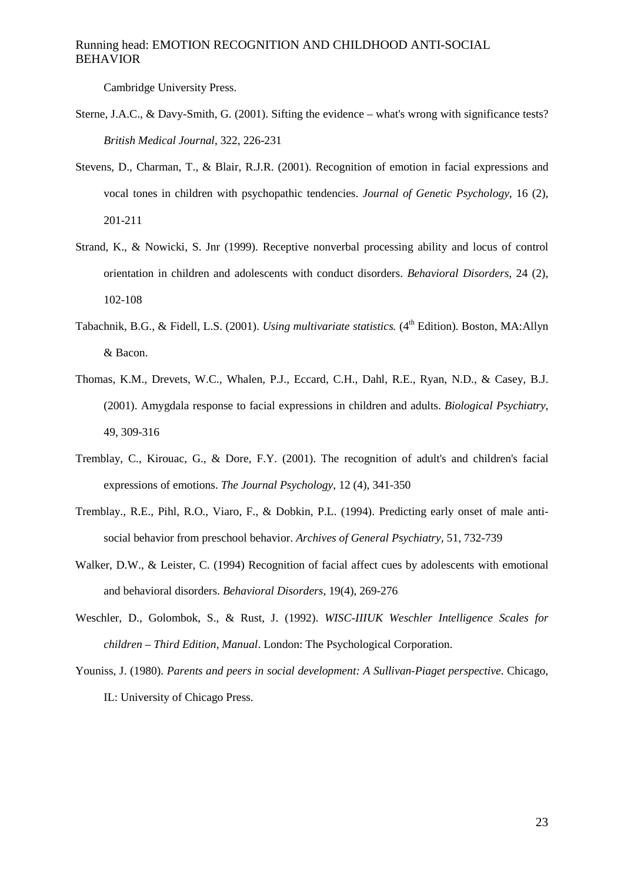Cambridge University Press.

Sterne, J.A.C., & Davy-Smith, G. (2001). Sifting the evidence – what's wrong with significance tests? *British Medical Journal*, 322, 226-231

Stevens, D., Charman, T., & Blair, R.J.R. (2001). Recognition of emotion in facial expressions and vocal tones in children with psychopathic tendencies. *Journal of Genetic Psychology*, 16 (2), 201-211

Strand, K., & Nowicki, S. Jnr (1999). Receptive nonverbal processing ability and locus of control orientation in children and adolescents with conduct disorders. *Behavioral Disorders*, 24 (2), 102-108

Tabachnik, B.G., & Fidell, L.S. (2001). *Using multivariate statistics.* (4th Edition). Boston, MA:Allyn & Bacon.

Thomas, K.M., Drevets, W.C., Whalen, P.J., Eccard, C.H., Dahl, R.E., Ryan, N.D., & Casey, B.J. (2001). Amygdala response to facial expressions in children and adults. *Biological Psychiatry*, 49, 309-316

Tremblay, C., Kirouac, G., & Dore, F.Y. (2001). The recognition of adult's and children's facial expressions of emotions. *The Journal Psychology*, 12 (4), 341-350

Tremblay., R.E., Pihl, R.O., Viaro, F., & Dobkin, P.L. (1994). Predicting early onset of male anti-social behavior from preschool behavior. *Archives of General Psychiatry*, 51, 732-739

Walker, D.W., & Leister, C. (1994) Recognition of facial affect cues by adolescents with emotional and behavioral disorders. *Behavioral Disorders*, 19(4), 269-276

Weschler, D., Golombok, S., & Rust, J. (1992). *WISC-IIIUK Weschler Intelligence Scales for children – Third Edition, Manual*. London: The Psychological Corporation.

Youniss, J. (1980). *Parents and peers in social development: A Sullivan-Piaget perspective*. Chicago, IL: University of Chicago Press.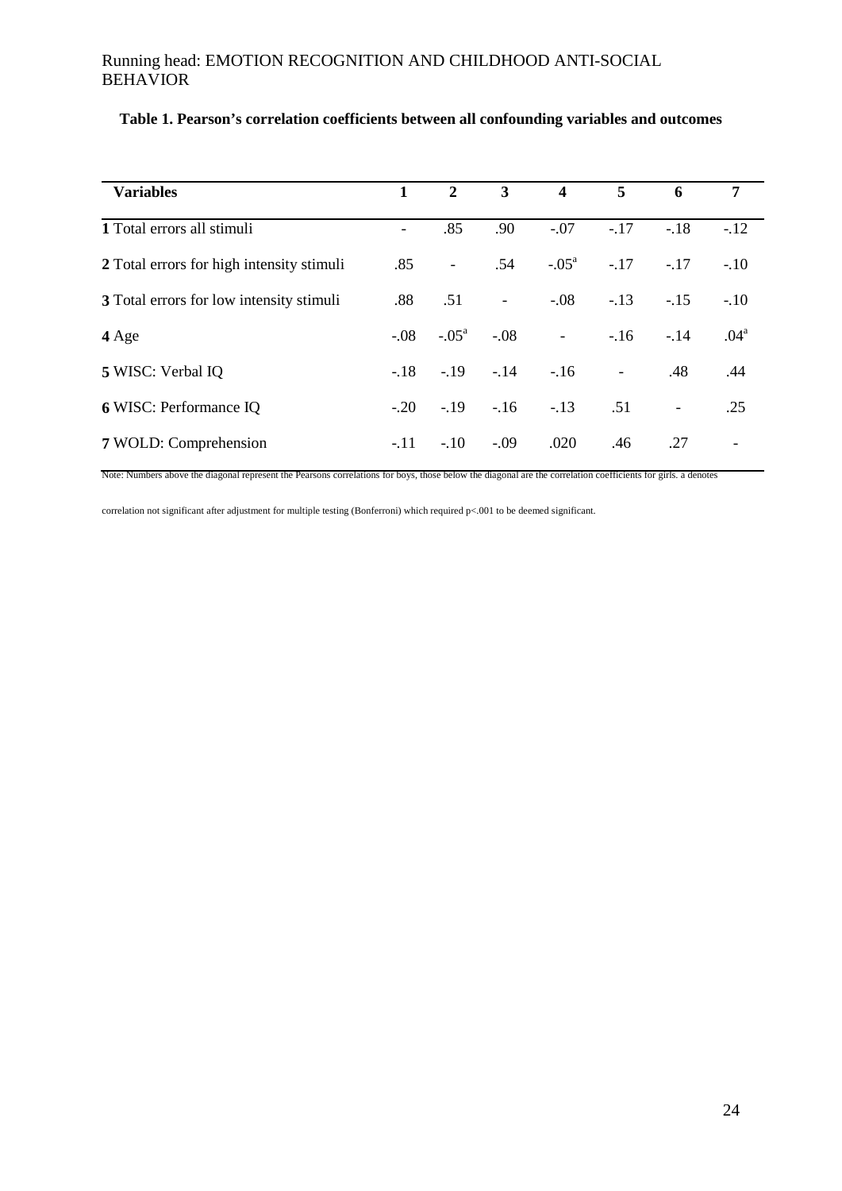**Table 1. Pearson's correlation coefficients between all confounding variables and outcomes**

| Variables | 1 | 2 | 3 | 4 | 5 | 6 | 7 |
|---|---|---|---|---|---|---|---|
| **1** Total errors all stimuli | - | .85 | .90 | -.07 | -.17 | -.18 | -.12 |
| **2** Total errors for high intensity stimuli | .85 | - | .54 | -.05[a] | -.17 | -.17 | -.10 |
| **3** Total errors for low intensity stimuli | .88 | .51 | - | -.08 | -.13 | -.15 | -.10 |
| **4** Age | -.08 | -.05[a] | -.08 | - | -.16 | -.14 | .04[a] |
| **5** WISC: Verbal IQ | -.18 | -.19 | -.14 | -.16 | - | .48 | .44 |
| **6** WISC: Performance IQ | -.20 | -.19 | -.16 | -.13 | .51 | - | .25 |
| **7** WOLD: Comprehension | -.11 | -.10 | -.09 | .020 | .46 | .27 | - |

Note: Numbers above the diagonal represent the Pearsons correlations for boys, those below the diagonal are the correlation coefficients for girls. a denotes correlation not significant after adjustment for multiple testing (Bonferroni) which required $p<.001$ to be deemed significant.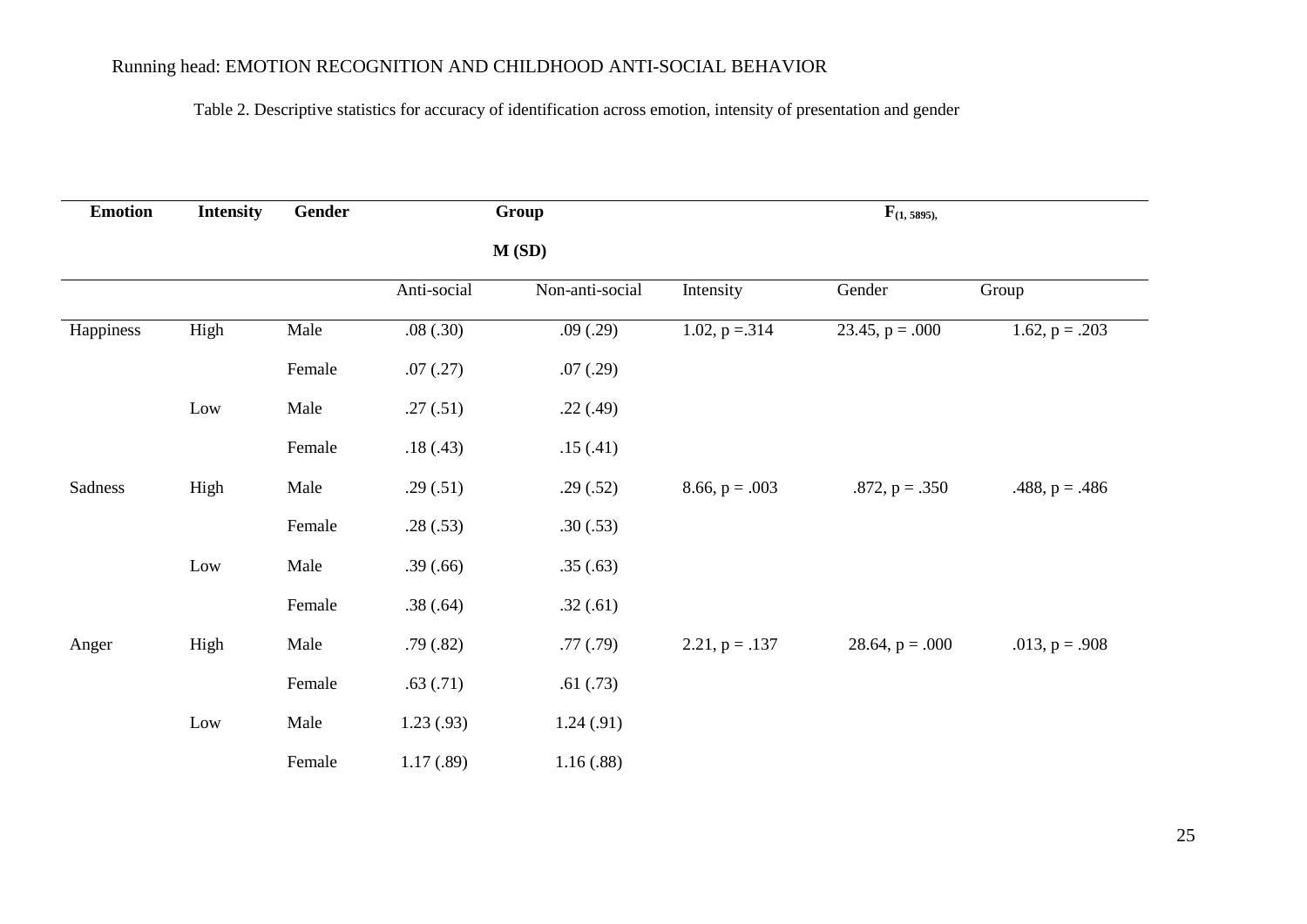Table 2. Descriptive statistics for accuracy of identification across emotion, intensity of presentation and gender

| Emotion | Intensity | Gender | Group M (SD) | | $F_{(1, 5895)}$, | | |
|---|---|---|---|---|---|---|---|
| | | | Anti-social | Non-anti-social | Intensity | Gender | Group |
| Happiness | High | Male | .08 (.30) | .09 (.29) | 1.02, p =.314 | 23.45, p = .000 | 1.62, p = .203 |
| | | Female | .07 (.27) | .07 (.29) | | | |
| | Low | Male | .27 (.51) | .22 (.49) | | | |
| | | Female | .18 (.43) | .15 (.41) | | | |
| Sadness | High | Male | .29 (.51) | .29 (.52) | 8.66, p = .003 | .872, p = .350 | .488, p = .486 |
| | | Female | .28 (.53) | .30 (.53) | | | |
| | Low | Male | .39 (.66) | .35 (.63) | | | |
| | | Female | .38 (.64) | .32 (.61) | | | |
| Anger | High | Male | .79 (.82) | .77 (.79) | 2.21, p = .137 | 28.64, p = .000 | .013, p = .908 |
| | | Female | .63 (.71) | .61 (.73) | | | |
| | Low | Male | 1.23 (.93) | 1.24 (.91) | | | |
| | | Female | 1.17 (.89) | 1.16 (.88) | | | |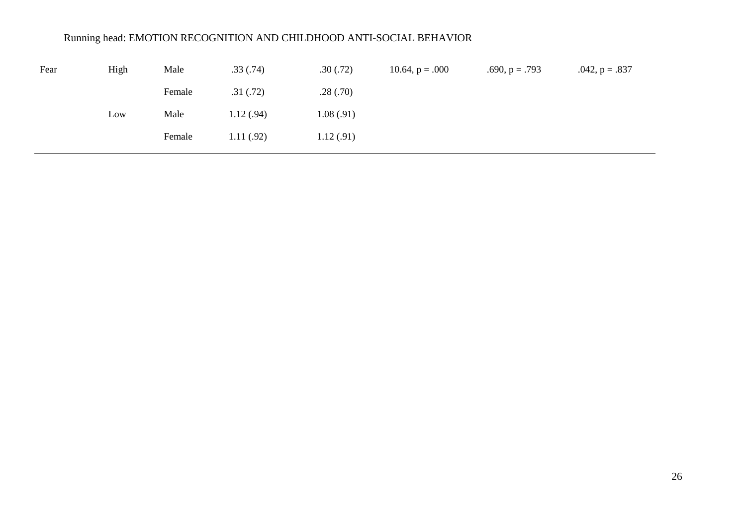| | | | | | | | |
|---|---|---|---|---|---|---|---|
| Fear | High | Male | .33 (.74) | .30 (.72) | 10.64, p = .000 | .690, p = .793 | .042, p = .837 |
| | | Female | .31 (.72) | .28 (.70) | | | |
| | Low | Male | 1.12 (.94) | 1.08 (.91) | | | |
| | | Female | 1.11 (.92) | 1.12 (.91) | | | |